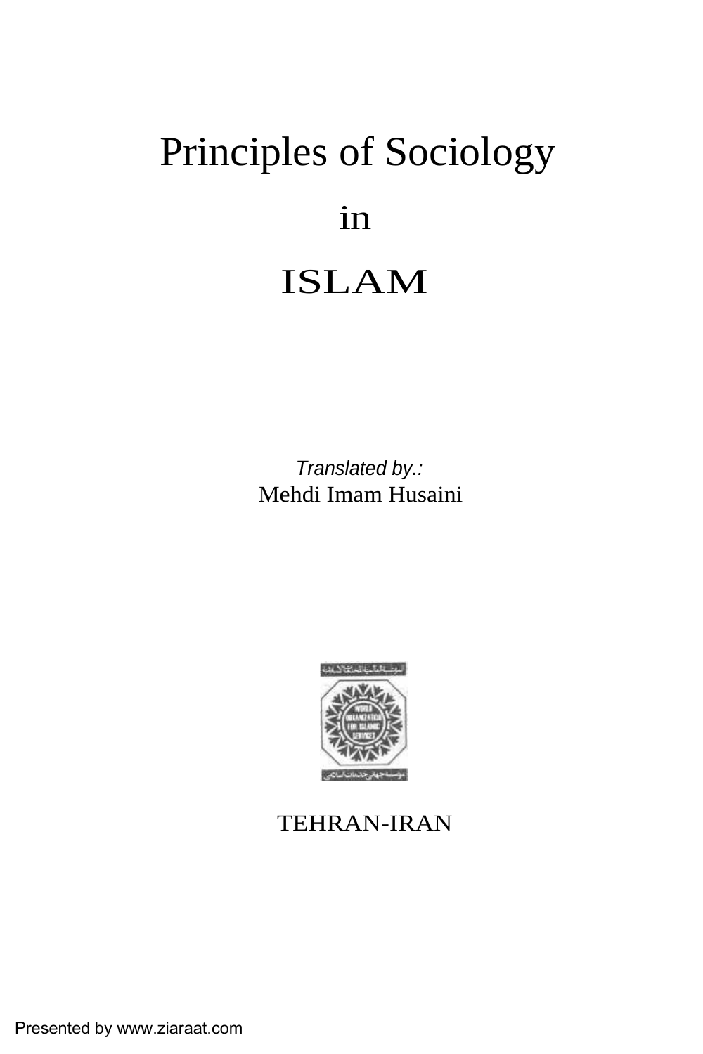# Principles of Sociology

## in

# ISLAM

*Translated by.:*
Mehdi Imam Husaini

TEHRAN-IRAN

Presented by www.ziaraat.com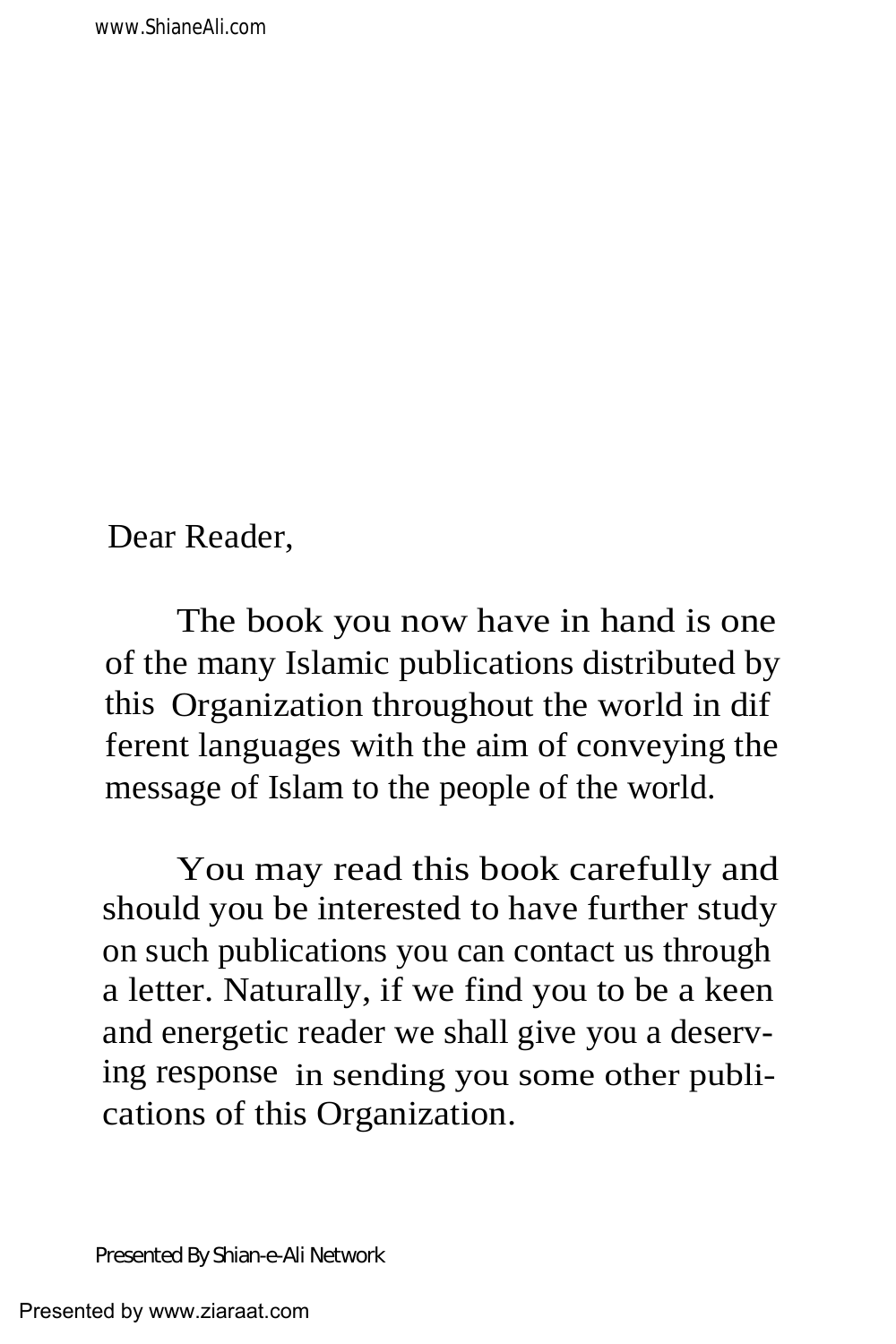Dear Reader,

The book you now have in hand is one of the many Islamic publications distributed by this Organization throughout the world in different languages with the aim of conveying the message of Islam to the people of the world.

You may read this book carefully and should you be interested to have further study on such publications you can contact us through a letter. Naturally, if we find you to be a keen and energetic reader we shall give you a deserving response in sending you some other publications of this Organization.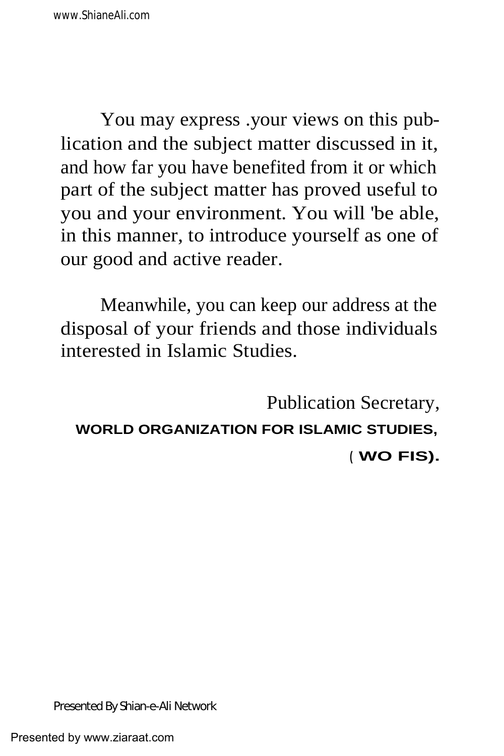You may express .your views on this publication and the subject matter discussed in it, and how far you have benefited from it or which part of the subject matter has proved useful to you and your environment. You will 'be able, in this manner, to introduce yourself as one of our good and active reader.

Meanwhile, you can keep our address at the disposal of your friends and those individuals interested in Islamic Studies.

Publication Secretary,

**WORLD ORGANIZATION FOR ISLAMIC STUDIES,**

**( WO FIS).**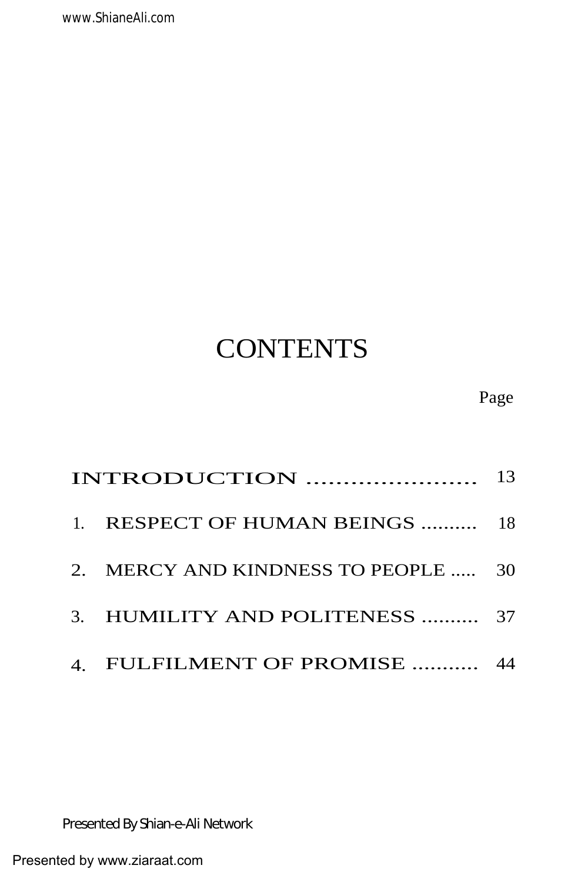# CONTENTS

| | Page |
|---|---|
| INTRODUCTION | 13 |
| 1. RESPECT OF HUMAN BEINGS | 18 |
| 2. MERCY AND KINDNESS TO PEOPLE | 30 |
| 3. HUMILITY AND POLITENESS | 37 |
| 4. FULFILMENT OF PROMISE | 44 |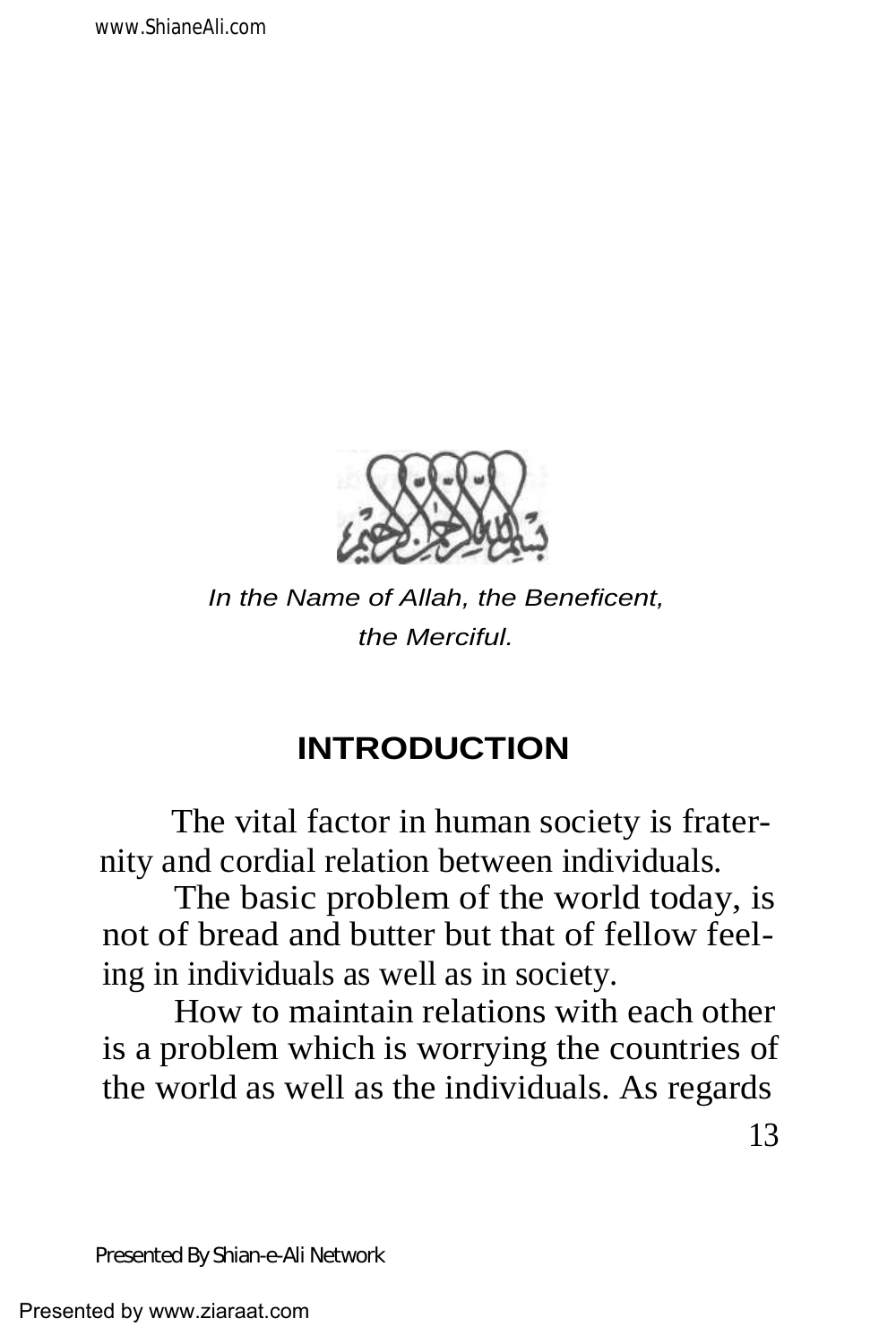*In the Name of Allah, the Beneficent, the Merciful.*

## INTRODUCTION

The vital factor in human society is fraternity and cordial relation between individuals.

The basic problem of the world today, is not of bread and butter but that of fellow feeling in individuals as well as in society.

How to maintain relations with each other is a problem which is worrying the countries of the world as well as the individuals. As regards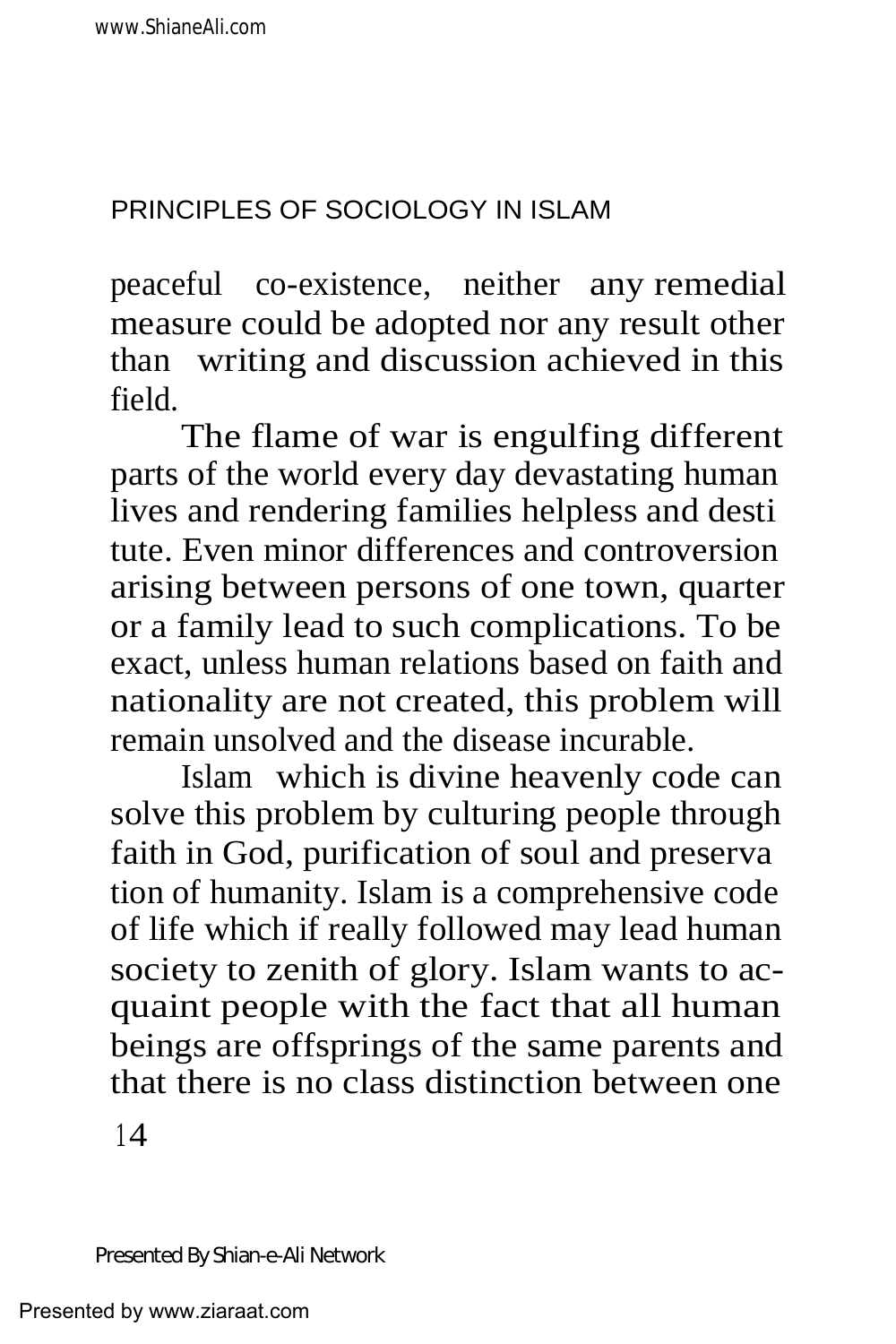peaceful co-existence, neither any remedial measure could be adopted nor any result other than writing and discussion achieved in this field.

The flame of war is engulfing different parts of the world every day devastating human lives and rendering families helpless and destitute. Even minor differences and controversion arising between persons of one town, quarter or a family lead to such complications. To be exact, unless human relations based on faith and nationality are not created, this problem will remain unsolved and the disease incurable.

Islam which is divine heavenly code can solve this problem by culturing people through faith in God, purification of soul and preservation of humanity. Islam is a comprehensive code of life which if really followed may lead human society to zenith of glory. Islam wants to acquaint people with the fact that all human beings are offsprings of the same parents and that there is no class distinction between one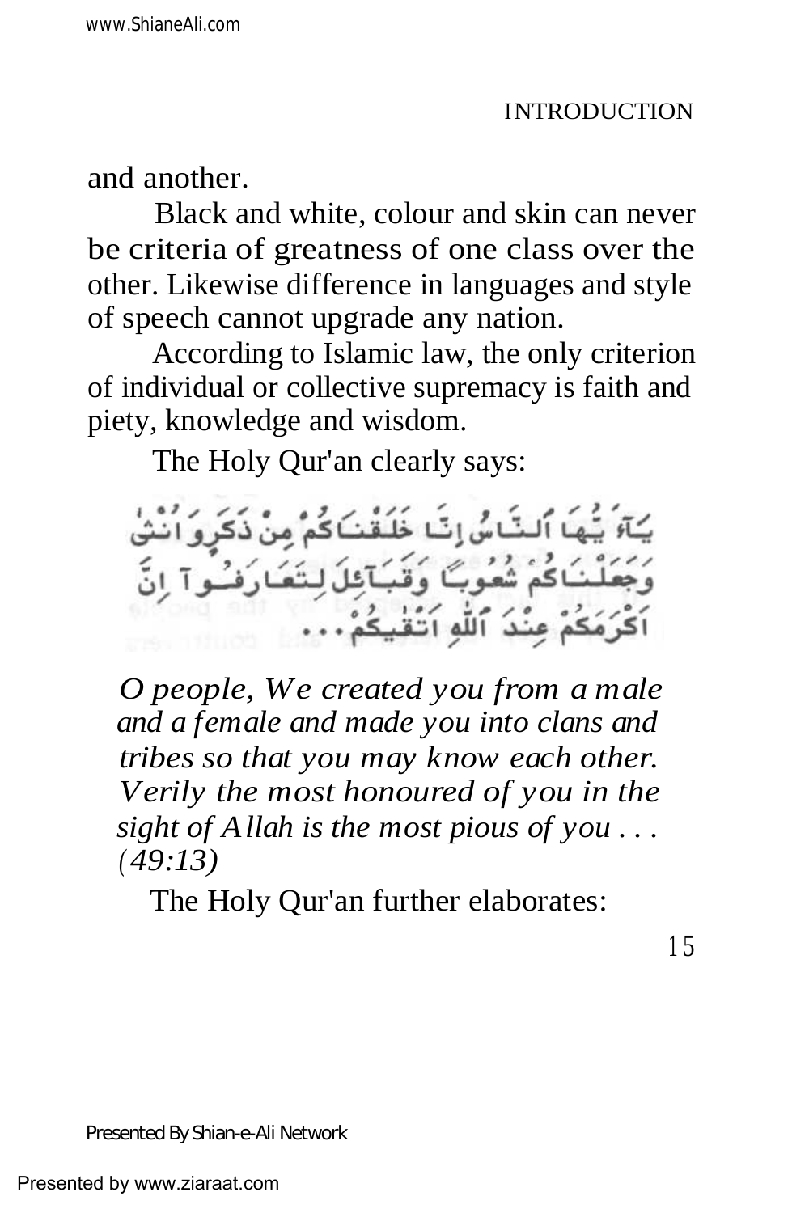and another.

Black and white, colour and skin can never be criteria of greatness of one class over the other. Likewise difference in languages and style of speech cannot upgrade any nation.

According to Islamic law, the only criterion of individual or collective supremacy is faith and piety, knowledge and wisdom.

The Holy Qur'an clearly says:

يَـٰٓأَيُّهَا ٱلنَّاسُ إِنَّا خَلَقْنَـٰكُم مِّن ذَكَرٍ وَأُنثَىٰ وَجَعَلْنَـٰكُمْ شُعُوبًا وَقَبَآئِلَ لِتَعَارَفُوٓا۟ إِنَّ أَكْرَمَكُمْ عِندَ ٱللَّهِ أَتْقَىٰكُمْ...

*O people, We created you from a male and a female and made you into clans and tribes so that you may know each other. Verily the most honoured of you in the sight of Allah is the most pious of you . . . (49:13)*

The Holy Qur'an further elaborates: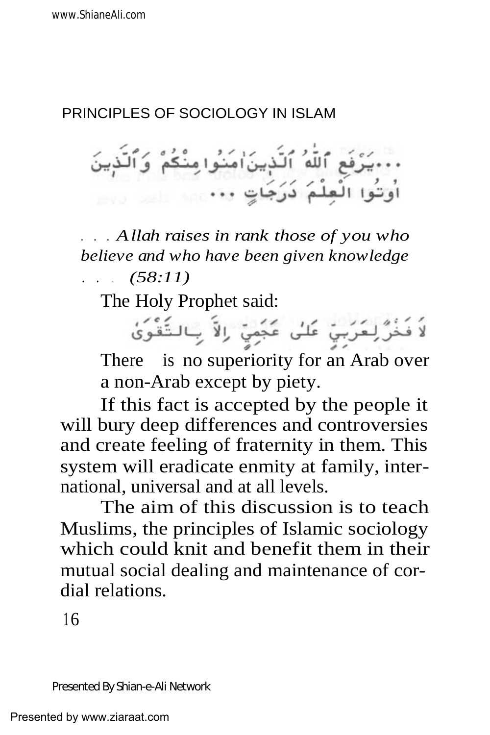...يَرْفَعِ ٱللَّهُ ٱلَّذِينَ آمَنُوا مِنكُمْ وَٱلَّذِينَ أُوتُوا الْعِلْمَ دَرَجَاتٍ ...

*. . . Allah raises in rank those of you who believe and who have been given knowledge . . . (58:11)*

The Holy Prophet said:

لاَ فَخْرَ لِعَرَبِيٍّ عَلَى عَجَمِيٍّ إِلاَّ بِالتَّقْوَى

There is no superiority for an Arab over a non-Arab except by piety.

If this fact is accepted by the people it will bury deep differences and controversies and create feeling of fraternity in them. This system will eradicate enmity at family, international, universal and at all levels.

The aim of this discussion is to teach Muslims, the principles of Islamic sociology which could knit and benefit them in their mutual social dealing and maintenance of cordial relations.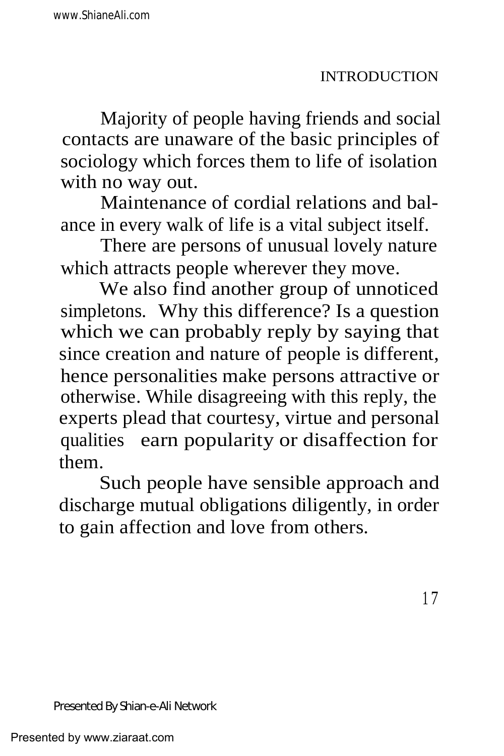Majority of people having friends and social contacts are unaware of the basic principles of sociology which forces them to life of isolation with no way out.

Maintenance of cordial relations and balance in every walk of life is a vital subject itself.

There are persons of unusual lovely nature which attracts people wherever they move.

We also find another group of unnoticed simpletons. Why this difference? Is a question which we can probably reply by saying that since creation and nature of people is different, hence personalities make persons attractive or otherwise. While disagreeing with this reply, the experts plead that courtesy, virtue and personal qualities earn popularity or disaffection for them.

Such people have sensible approach and discharge mutual obligations diligently, in order to gain affection and love from others.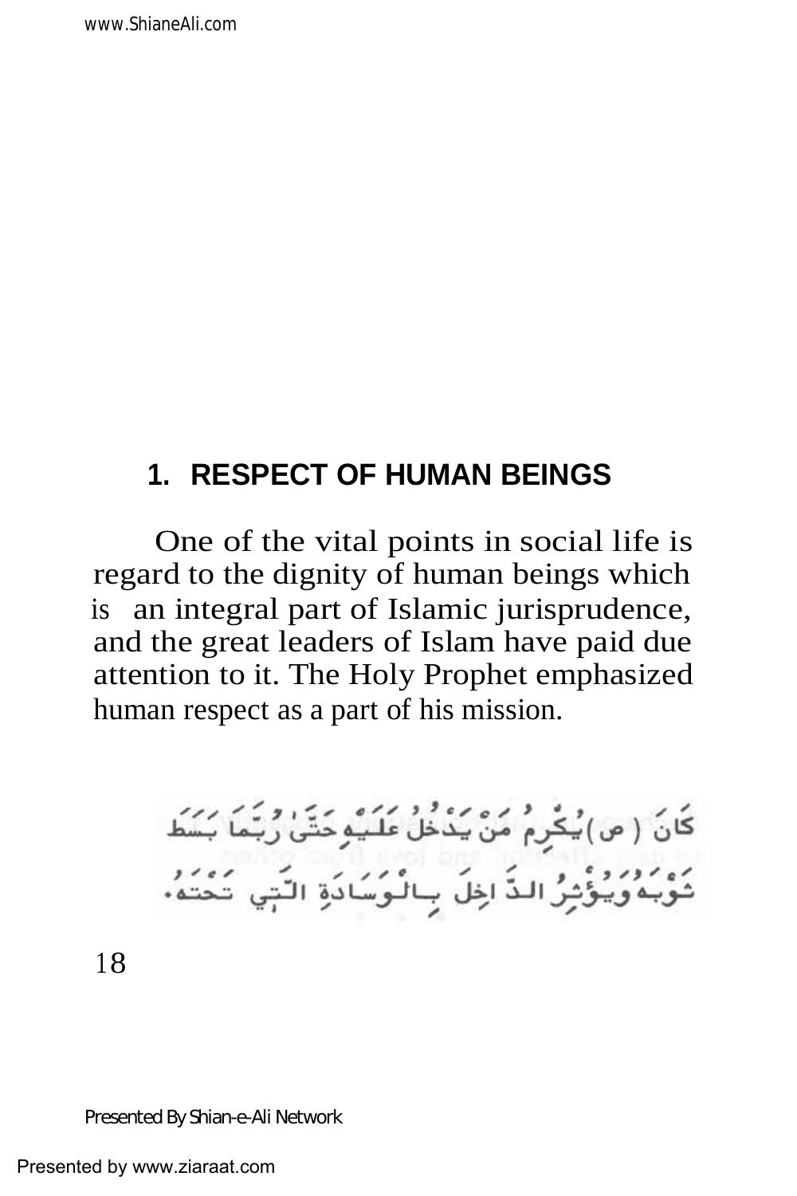## 1. RESPECT OF HUMAN BEINGS

One of the vital points in social life is regard to the dignity of human beings which is an integral part of Islamic jurisprudence, and the great leaders of Islam have paid due attention to it. The Holy Prophet emphasized human respect as a part of his mission.

كَانَ (ص) يُكْرِمُ مَنْ يَدْخُلُ عَلَيْهِ حَتَّى رُبَّمَا بَسَطَ ثَوْبَهُ وَيُؤْثِرُ الدَّاخِلَ بِالْوِسَادَةِ الَّتِي تَحْتَهُ.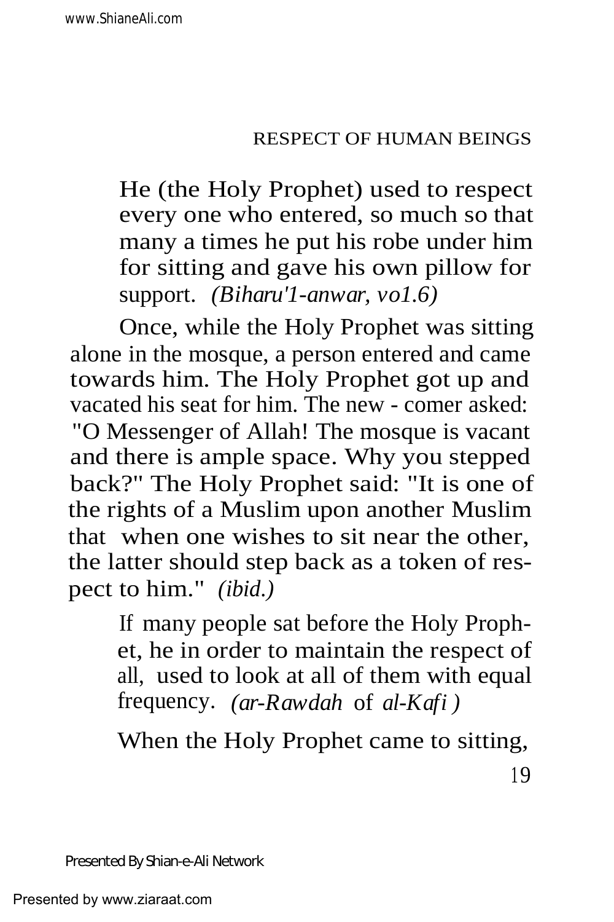He (the Holy Prophet) used to respect every one who entered, so much so that many a times he put his robe under him for sitting and gave his own pillow for support. *(Biharu'1-anwar, vo1.6)*

Once, while the Holy Prophet was sitting alone in the mosque, a person entered and came towards him. The Holy Prophet got up and vacated his seat for him. The new - comer asked: "O Messenger of Allah! The mosque is vacant and there is ample space. Why you stepped back?" The Holy Prophet said: "It is one of the rights of a Muslim upon another Muslim that when one wishes to sit near the other, the latter should step back as a token of respect to him." *(ibid.)*

If many people sat before the Holy Prophet, he in order to maintain the respect of all, used to look at all of them with equal frequency. *(ar-Rawdah* of *al-Kafi )*

When the Holy Prophet came to sitting,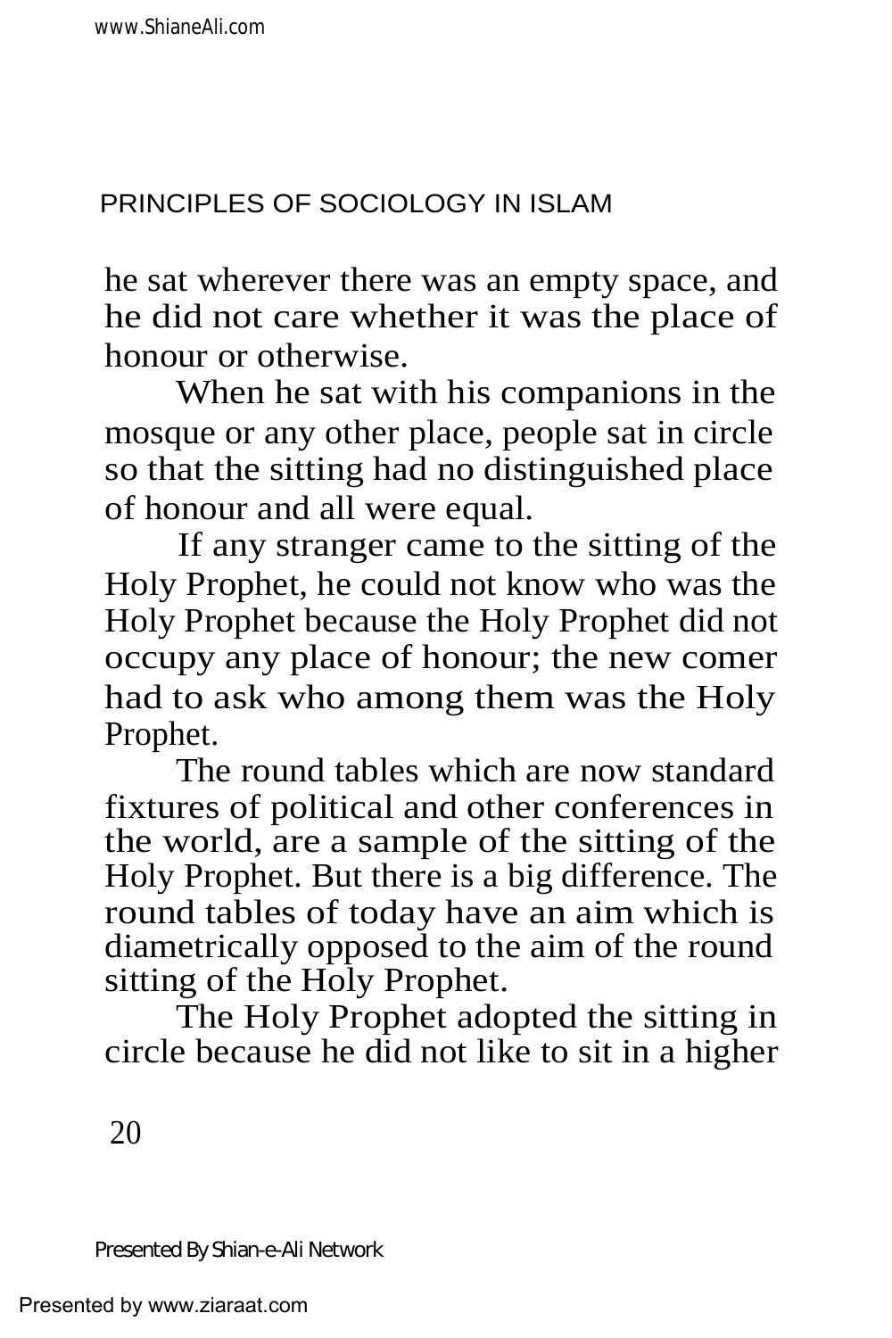he sat wherever there was an empty space, and he did not care whether it was the place of honour or otherwise.

When he sat with his companions in the mosque or any other place, people sat in circle so that the sitting had no distinguished place of honour and all were equal.

If any stranger came to the sitting of the Holy Prophet, he could not know who was the Holy Prophet because the Holy Prophet did not occupy any place of honour; the new comer had to ask who among them was the Holy Prophet.

The round tables which are now standard fixtures of political and other conferences in the world, are a sample of the sitting of the Holy Prophet. But there is a big difference. The round tables of today have an aim which is diametrically opposed to the aim of the round sitting of the Holy Prophet.

The Holy Prophet adopted the sitting in circle because he did not like to sit in a higher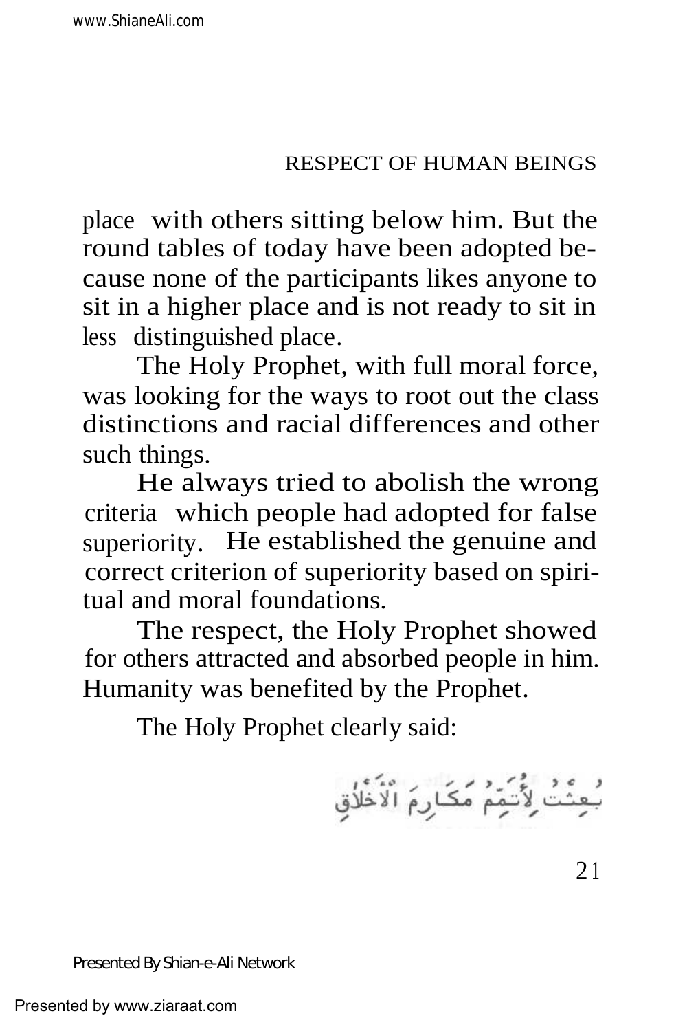place with others sitting below him. But the round tables of today have been adopted because none of the participants likes anyone to sit in a higher place and is not ready to sit in less distinguished place.

The Holy Prophet, with full moral force, was looking for the ways to root out the class distinctions and racial differences and other such things.

He always tried to abolish the wrong criteria which people had adopted for false superiority. He established the genuine and correct criterion of superiority based on spiritual and moral foundations.

The respect, the Holy Prophet showed for others attracted and absorbed people in him. Humanity was benefited by the Prophet.

The Holy Prophet clearly said:

بُعِثْتُ لِأُتَمِّمَ مَكَارِمَ الْأَخْلَاقِ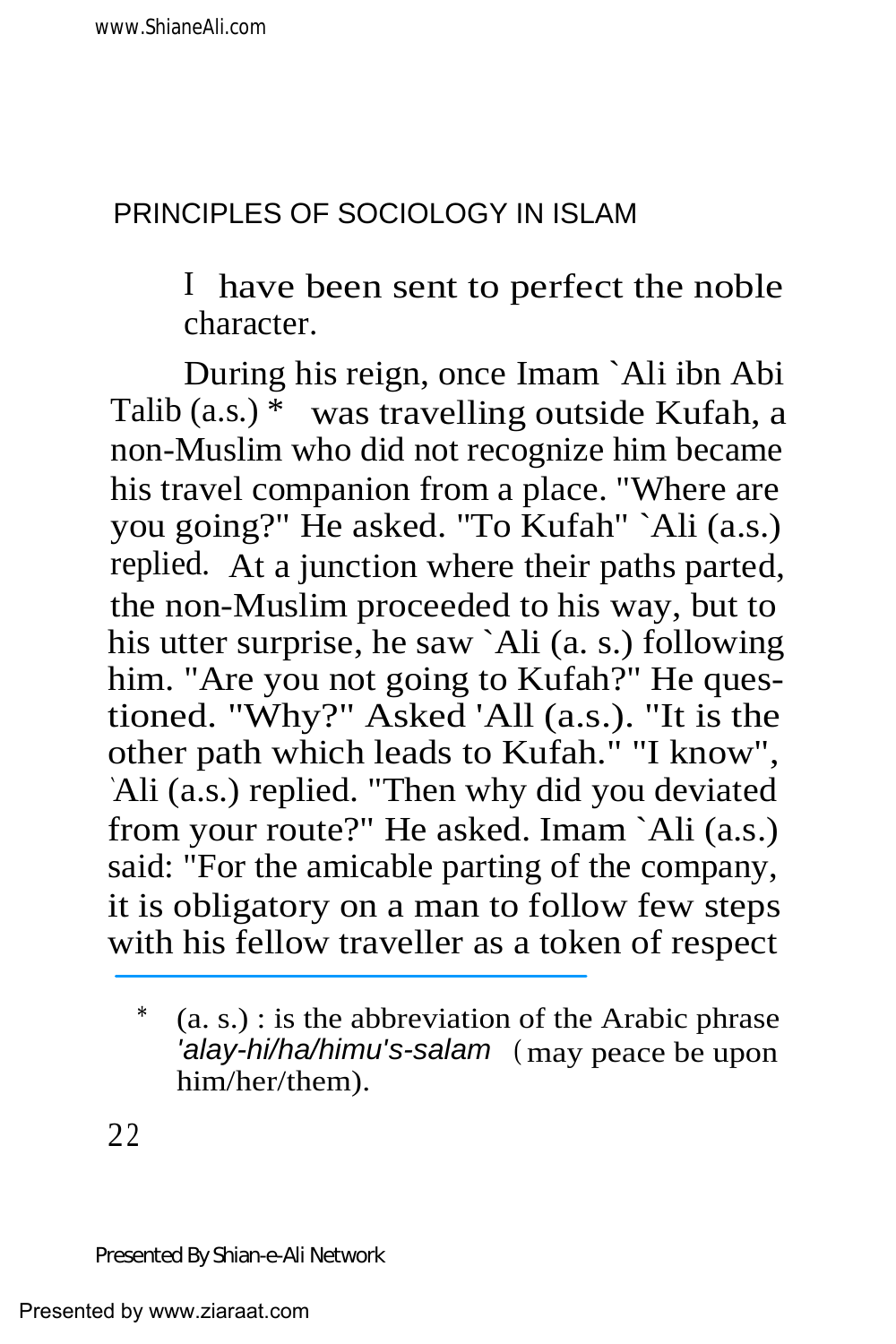I have been sent to perfect the noble character.

During his reign, once Imam `Ali ibn Abi Talib (a.s.) * was travelling outside Kufah, a non-Muslim who did not recognize him became his travel companion from a place. "Where are you going?" He asked. "To Kufah" `Ali (a.s.) replied. At a junction where their paths parted, the non-Muslim proceeded to his way, but to his utter surprise, he saw `Ali (a. s.) following him. "Are you not going to Kufah?" He questioned. "Why?" Asked 'All (a.s.). "It is the other path which leads to Kufah." "I know", `Ali (a.s.) replied. "Then why did you deviated from your route?" He asked. Imam `Ali (a.s.) said: "For the amicable parting of the company, it is obligatory on a man to follow few steps with his fellow traveller as a token of respect

---

* (a. s.) : is the abbreviation of the Arabic phrase *'alay-hi/ha/himu's-salam* (may peace be upon him/her/them).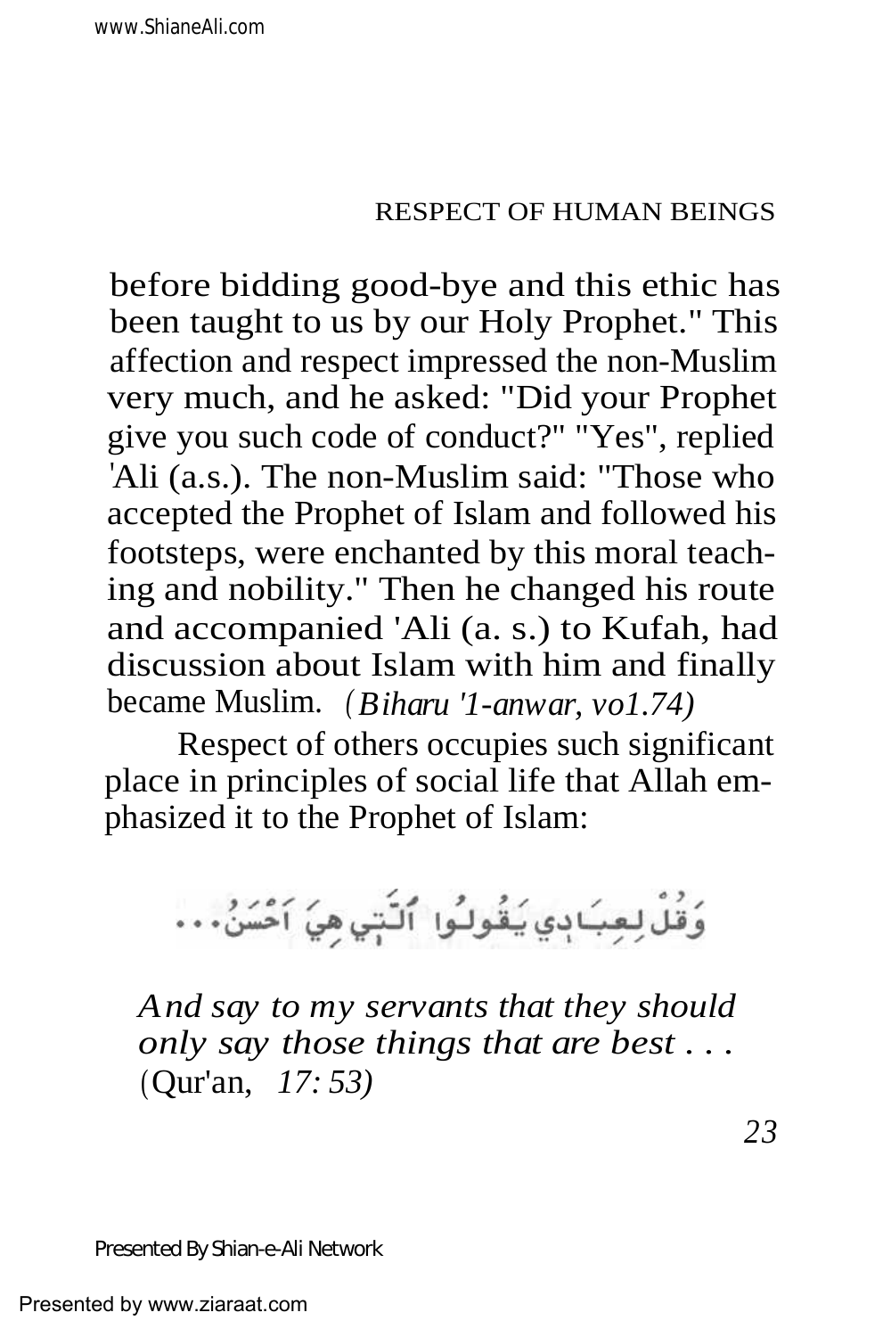before bidding good-bye and this ethic has been taught to us by our Holy Prophet." This affection and respect impressed the non-Muslim very much, and he asked: "Did your Prophet give you such code of conduct?" "Yes", replied 'Ali (a.s.). The non-Muslim said: "Those who accepted the Prophet of Islam and followed his footsteps, were enchanted by this moral teaching and nobility." Then he changed his route and accompanied 'Ali (a. s.) to Kufah, had discussion about Islam with him and finally became Muslim. (*Biharu '1-anwar, vo1.74)*

Respect of others occupies such significant place in principles of social life that Allah emphasized it to the Prophet of Islam:

وَقُلْ لِعِبَادِي يَقُولُوا الَّتِي هِيَ أَحْسَنُ...

*And say to my servants that they should only say those things that are best . . .* (Qur'an, *17: 53)*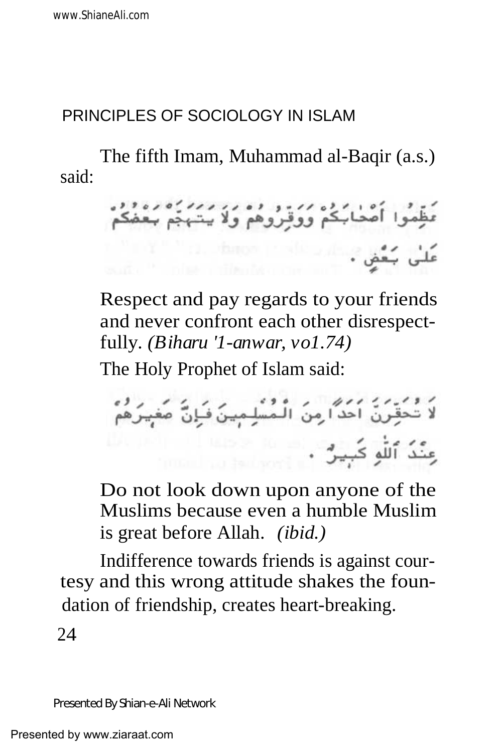The fifth Imam, Muhammad al-Baqir (a.s.) said:

عَظِّمُوا أَصْحَابَكُمْ وَوَقِّرُوهُمْ وَلَا يَتَهَجَّمْ بَعْضُكُمْ عَلَى بَعْضٍ .

Respect and pay regards to your friends and never confront each other disrespectfully. *(Biharu '1-anwar, vo1.74)*

The Holy Prophet of Islam said:

لَا تُحَقِّرَنَّ أَحَدًا مِنَ الْمُسْلِمِينَ فَإِنَّ صَغِيرَهُمْ عِنْدَ اللّٰهِ كَبِيرٌ .

Do not look down upon anyone of the Muslims because even a humble Muslim is great before Allah. *(ibid.)*

Indifference towards friends is against courtesy and this wrong attitude shakes the foundation of friendship, creates heart-breaking.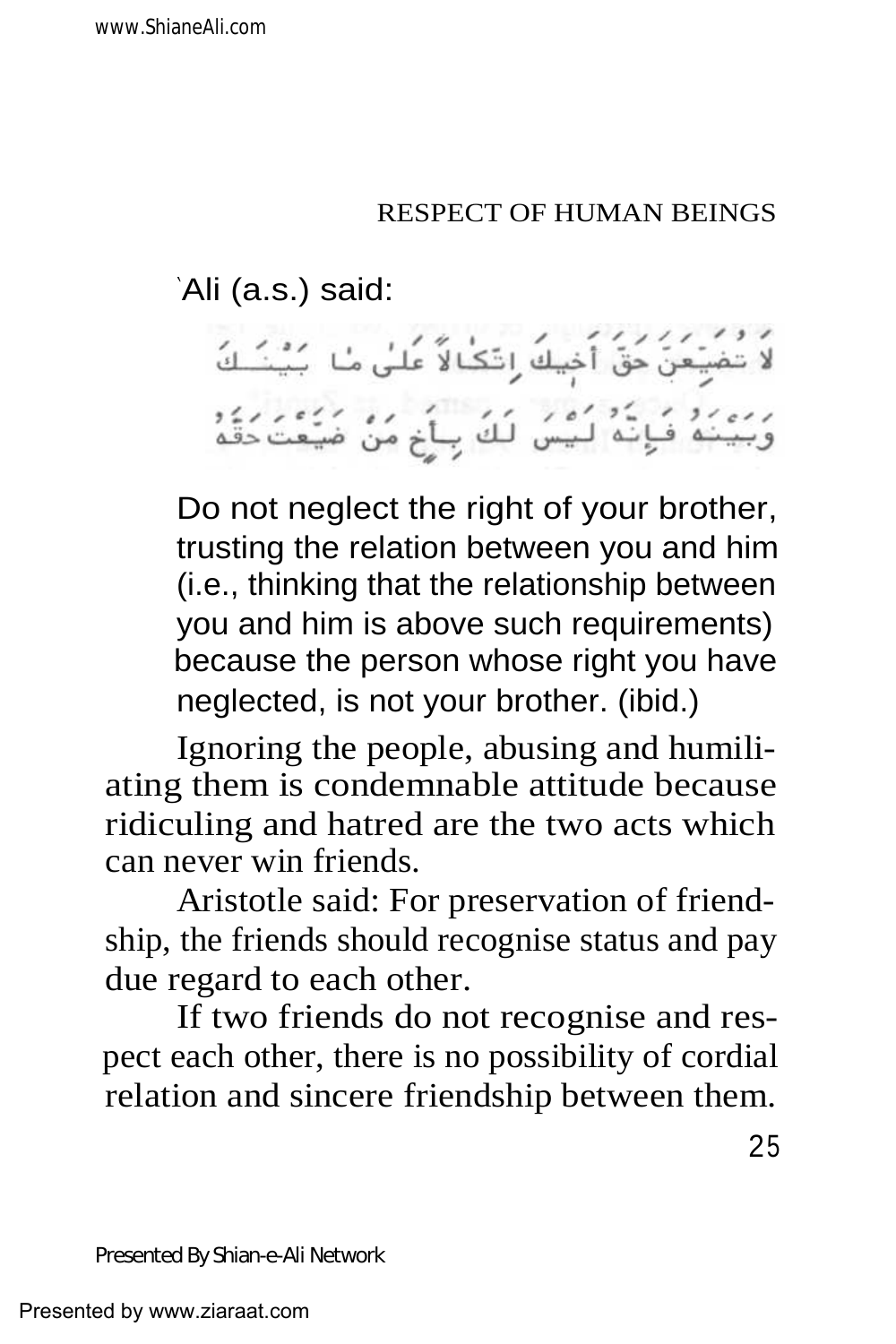`Ali (a.s.) said:

لا تضيعن حق أخيك اتكالاً على ما بينك وبينه فإنه ليس لك بأخ من ضيعت حقه

Do not neglect the right of your brother, trusting the relation between you and him (i.e., thinking that the relationship between you and him is above such requirements) because the person whose right you have neglected, is not your brother. (ibid.)

Ignoring the people, abusing and humiliating them is condemnable attitude because ridiculing and hatred are the two acts which can never win friends.

Aristotle said: For preservation of friendship, the friends should recognise status and pay due regard to each other.

If two friends do not recognise and respect each other, there is no possibility of cordial relation and sincere friendship between them.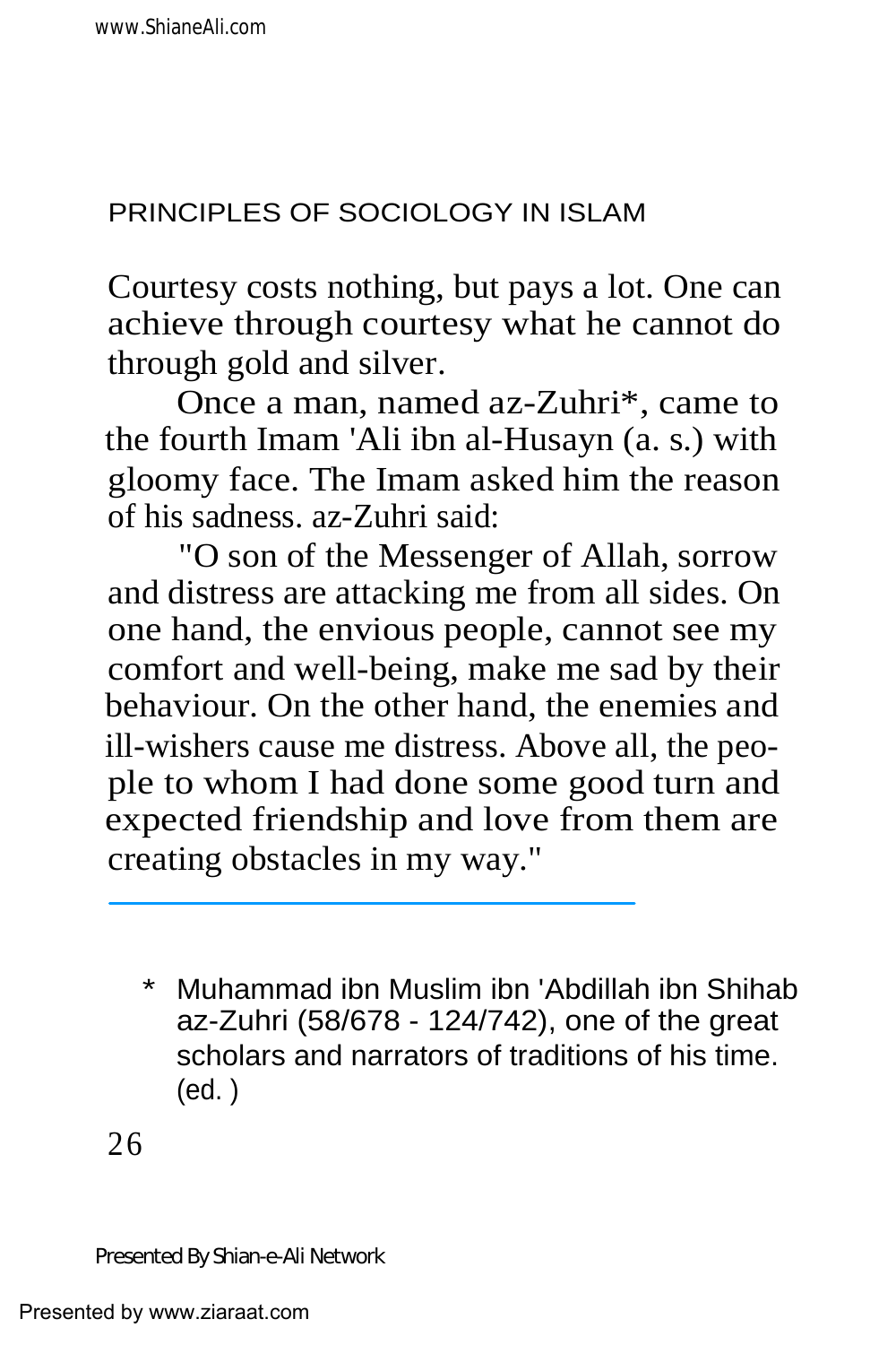Courtesy costs nothing, but pays a lot. One can achieve through courtesy what he cannot do through gold and silver.

Once a man, named az-Zuhri*, came to the fourth Imam 'Ali ibn al-Husayn (a. s.) with gloomy face. The Imam asked him the reason of his sadness. az-Zuhri said:

"O son of the Messenger of Allah, sorrow and distress are attacking me from all sides. On one hand, the envious people, cannot see my comfort and well-being, make me sad by their behaviour. On the other hand, the enemies and ill-wishers cause me distress. Above all, the people to whom I had done some good turn and expected friendship and love from them are creating obstacles in my way."

---

\* Muhammad ibn Muslim ibn 'Abdillah ibn Shihab az-Zuhri (58/678 - 124/742), one of the great scholars and narrators of traditions of his time. (ed. )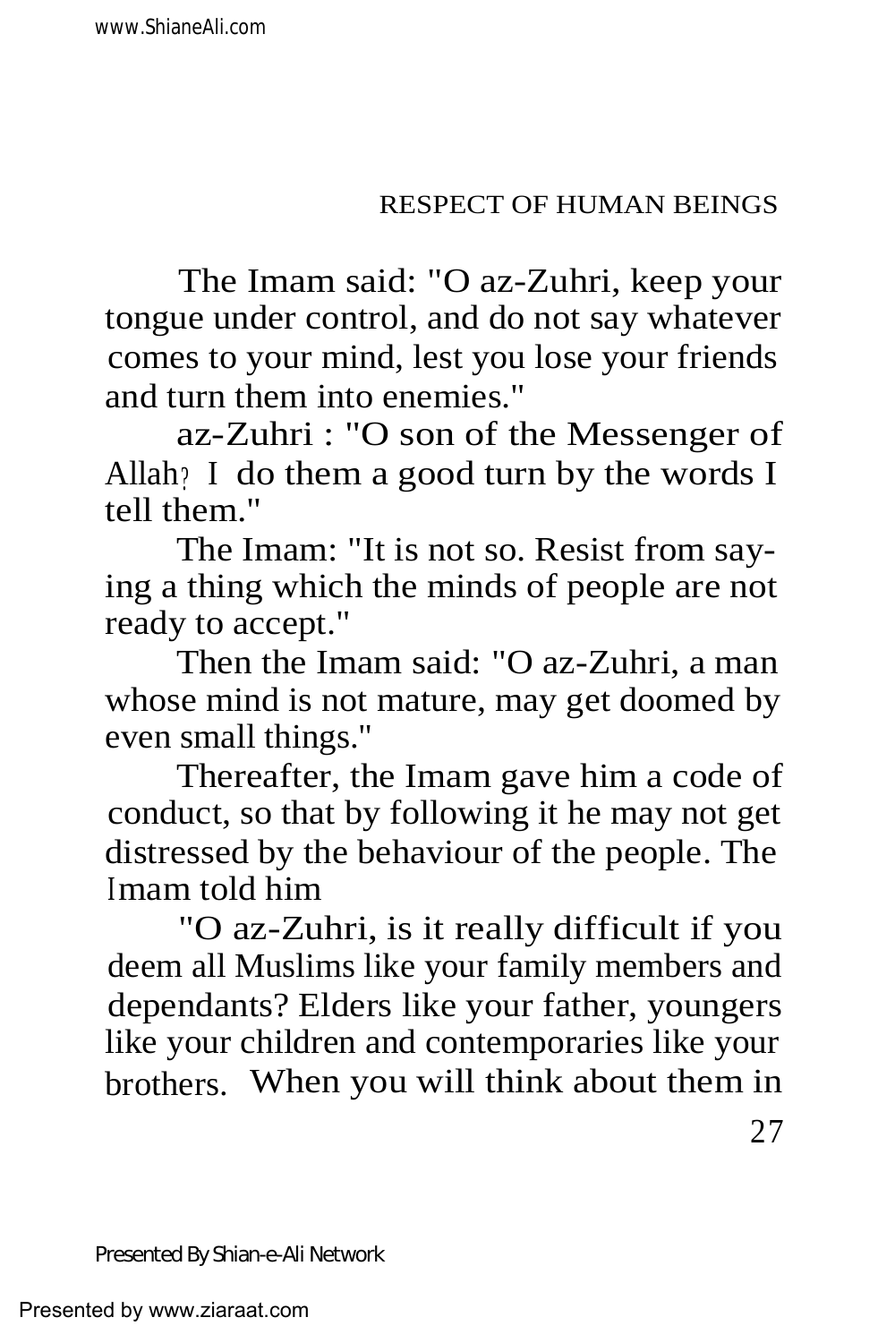The Imam said: "O az-Zuhri, keep your tongue under control, and do not say whatever comes to your mind, lest you lose your friends and turn them into enemies."

az-Zuhri : "O son of the Messenger of Allah? I do them a good turn by the words I tell them."

The Imam: "It is not so. Resist from saying a thing which the minds of people are not ready to accept."

Then the Imam said: "O az-Zuhri, a man whose mind is not mature, may get doomed by even small things."

Thereafter, the Imam gave him a code of conduct, so that by following it he may not get distressed by the behaviour of the people. The Imam told him

"O az-Zuhri, is it really difficult if you deem all Muslims like your family members and dependants? Elders like your father, youngers like your children and contemporaries like your brothers. When you will think about them in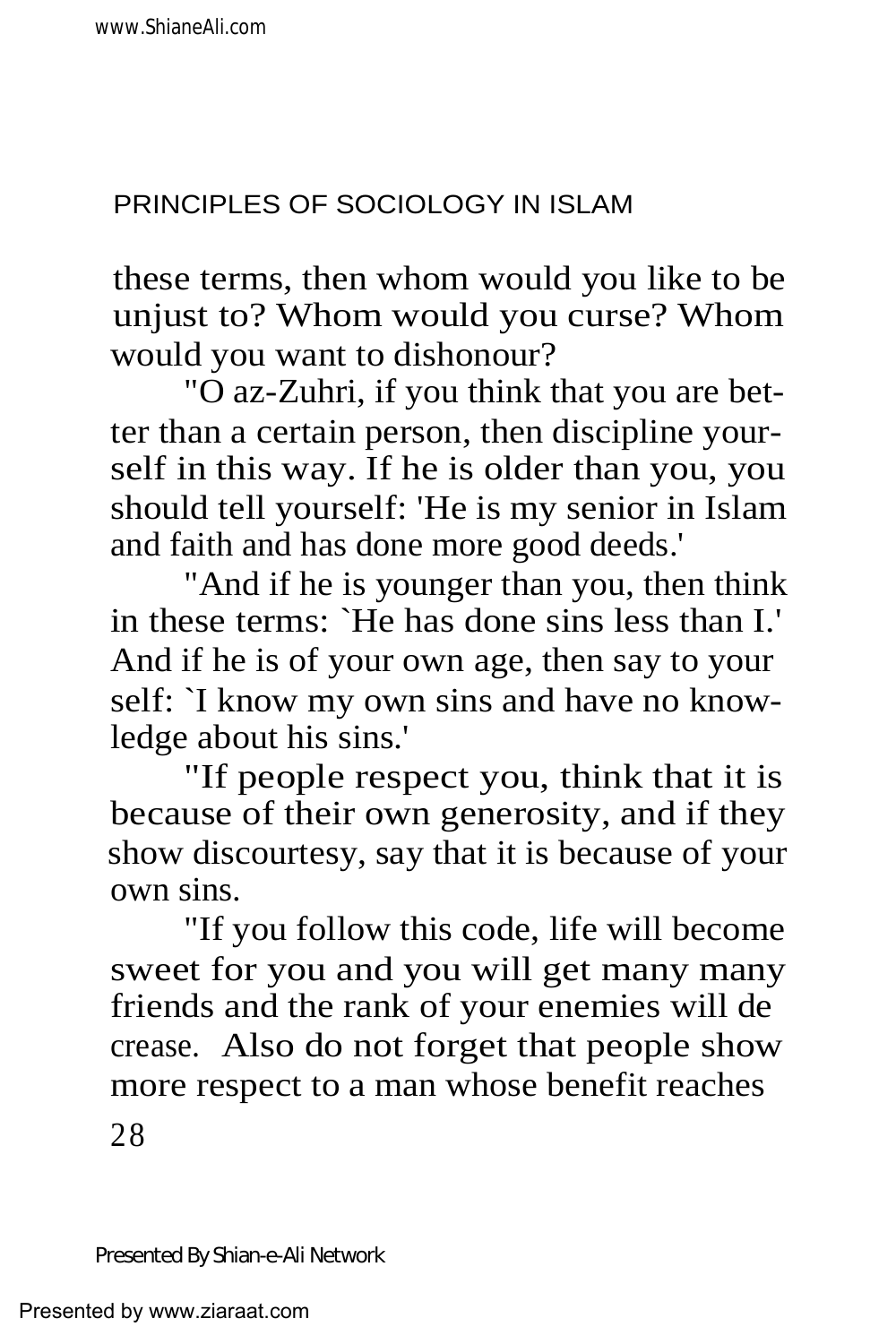these terms, then whom would you like to be unjust to? Whom would you curse? Whom would you want to dishonour?

"O az-Zuhri, if you think that you are better than a certain person, then discipline yourself in this way. If he is older than you, you should tell yourself: 'He is my senior in Islam and faith and has done more good deeds.'

"And if he is younger than you, then think in these terms: `He has done sins less than I.' And if he is of your own age, then say to your self: `I know my own sins and have no knowledge about his sins.'

"If people respect you, think that it is because of their own generosity, and if they show discourtesy, say that it is because of your own sins.

"If you follow this code, life will become sweet for you and you will get many many friends and the rank of your enemies will decrease. Also do not forget that people show more respect to a man whose benefit reaches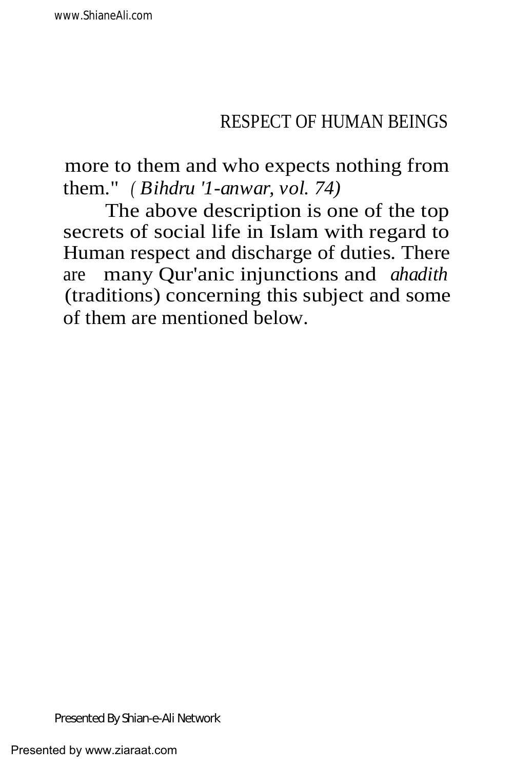more to them and who expects nothing from them." *(Bihdru '1-anwar, vol. 74)*

The above description is one of the top secrets of social life in Islam with regard to Human respect and discharge of duties. There are many Qur'anic injunctions and *ahadith* (traditions) concerning this subject and some of them are mentioned below.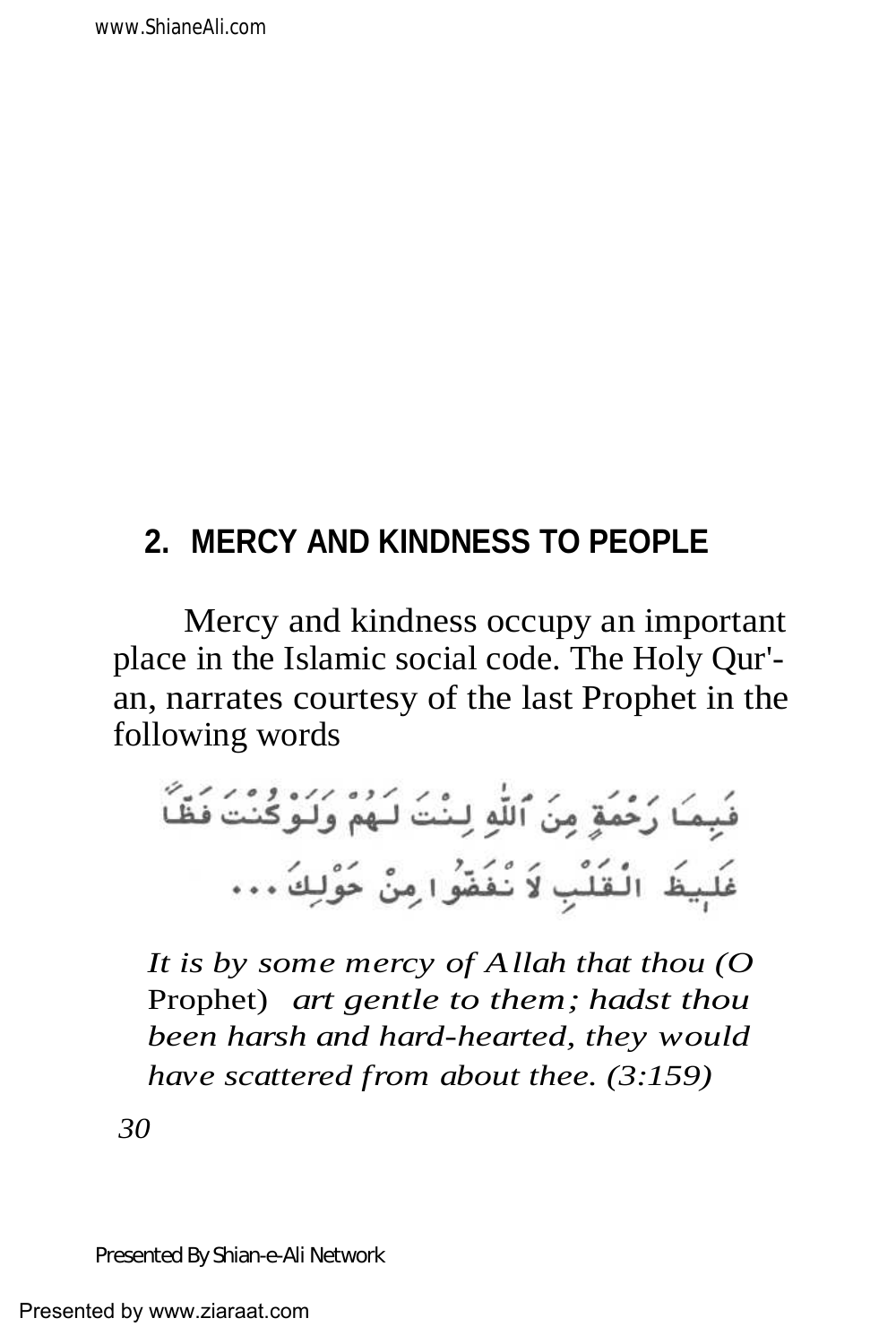## 2. MERCY AND KINDNESS TO PEOPLE

Mercy and kindness occupy an important place in the Islamic social code. The Holy Qur'-an, narrates courtesy of the last Prophet in the following words

فَبِمَا رَحْمَةٍ مِنَ اللَّهِ لِنْتَ لَهُمْ وَلَوْ كُنْتَ فَظًّا غَلِيظَ الْقَلْبِ لَانْفَضُّوا مِنْ حَوْلِكَ ...

*It is by some mercy of Allah that thou (O* Prophet) *art gentle to them; hadst thou been harsh and hard-hearted, they would have scattered from about thee. (3:159)*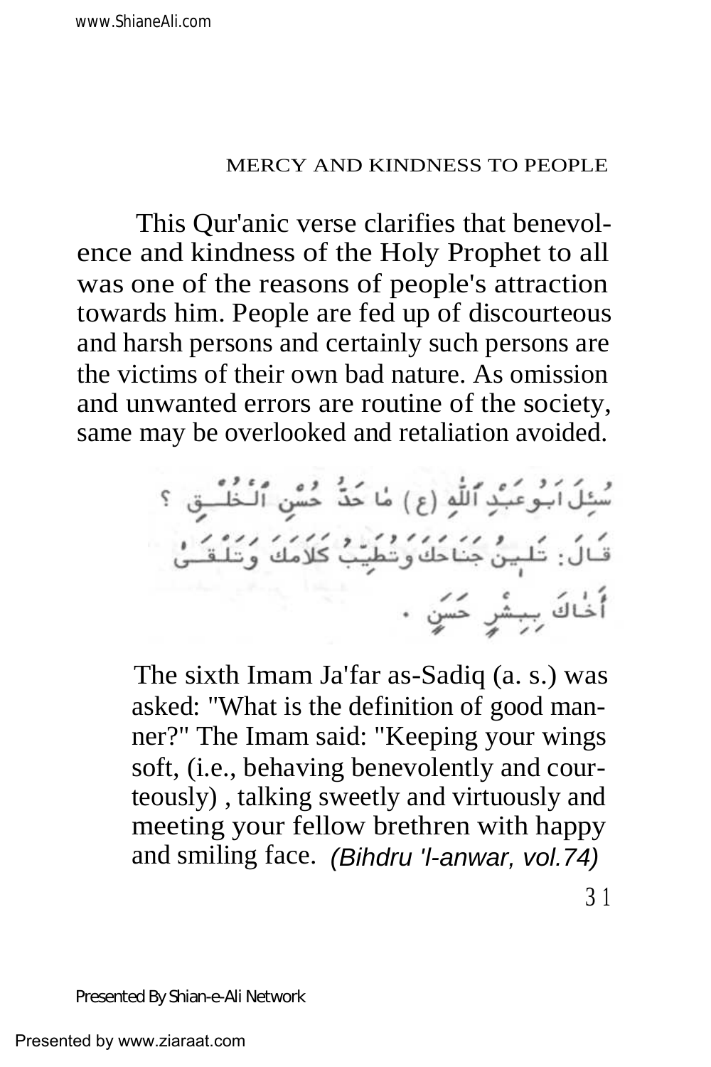This Qur'anic verse clarifies that benevolence and kindness of the Holy Prophet to all was one of the reasons of people's attraction towards him. People are fed up of discourteous and harsh persons and certainly such persons are the victims of their own bad nature. As omission and unwanted errors are routine of the society, same may be overlooked and retaliation avoided.

سُئِلَ أَبُو عَبْدِ ٱللّٰهِ (ع) مَا حَدُّ حُسْنِ ٱلْخُلُقِ ؟ قَالَ: تُلِينُ جَنَاحَكَ وَتُطَيِّبُ كَلَامَكَ وَتَلْقَىٰ أَخَاكَ بِبِشْرٍ حَسَنٍ .

The sixth Imam Ja'far as-Sadiq (a. s.) was asked: "What is the definition of good manner?" The Imam said: "Keeping your wings soft, (i.e., behaving benevolently and courteously) , talking sweetly and virtuously and meeting your fellow brethren with happy and smiling face. *(Bihdru 'l-anwar, vol.74)*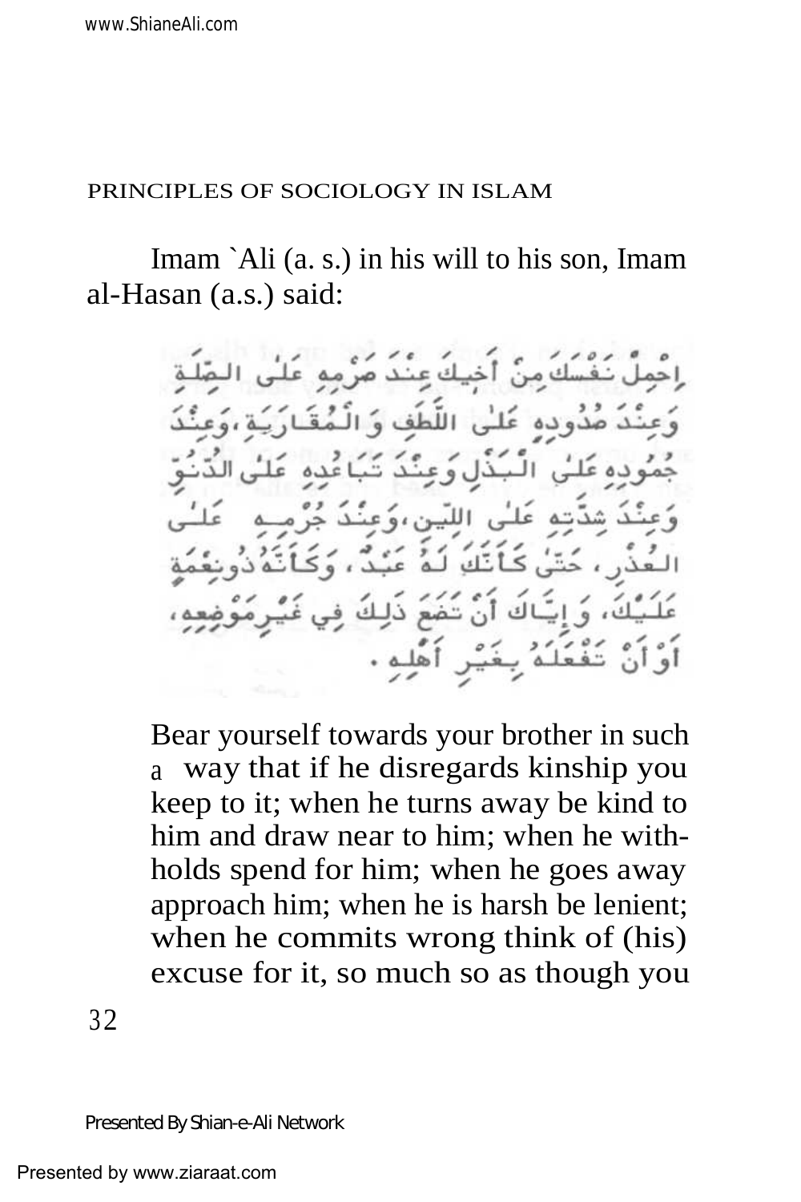Imam `Ali (a. s.) in his will to his son, Imam al-Hasan (a.s.) said:

إِحْمِلْ نَفْسَكَ مِنْ أَخِيكَ عِنْدَ صَرْمِهِ عَلَى الصِّلَةِ وَعِنْدَ صُدُودِهِ عَلَى اللَّطَفِ وَالْمُقَارَبَةِ، وَعِنْدَ جُمُودِهِ عَلَى الْبَذْلِ وَعِنْدَ تَبَاعُدِهِ عَلَى الدُّنُوِّ وَعِنْدَ شِدَّتِهِ عَلَى اللِّينِ، وَعِنْدَ جُرْمِهِ عَلَى الْعُذْرِ، حَتَّى كَأَنَّكَ لَهُ عَبْدٌ، وَكَأَنَّهُ ذُو نِعْمَةٍ عَلَيْكَ، وَإِيَّاكَ أَنْ تَضَعَ ذَلِكَ فِي غَيْرِ مَوْضِعِهِ، أَوْ أَنْ تَفْعَلَهُ بِغَيْرِ أَهْلِهِ.

> Bear yourself towards your brother in such a way that if he disregards kinship you keep to it; when he turns away be kind to him and draw near to him; when he withholds spend for him; when he goes away approach him; when he is harsh be lenient; when he commits wrong think of (his) excuse for it, so much so as though you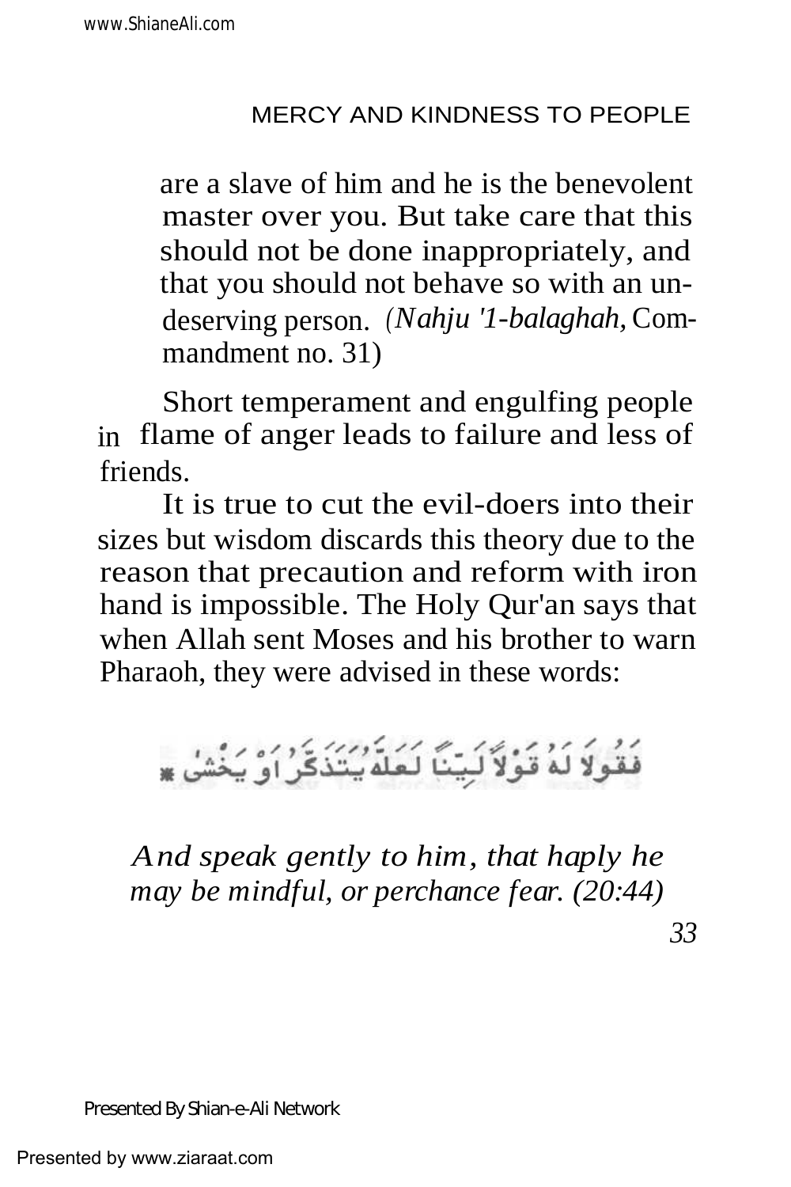are a slave of him and he is the benevolent master over you. But take care that this should not be done inappropriately, and that you should not behave so with an undeserving person. *(Nahju '1-balaghah,* Commandment no. 31)

Short temperament and engulfing people in flame of anger leads to failure and less of friends.

It is true to cut the evil-doers into their sizes but wisdom discards this theory due to the reason that precaution and reform with iron hand is impossible. The Holy Qur'an says that when Allah sent Moses and his brother to warn Pharaoh, they were advised in these words:

فَقُولَا لَهُ قَوْلًا لَيِّنًا لَعَلَّهُ يَتَذَكَّرُ أَوْ يَخْشَىٰ

*And speak gently to him, that haply he may be mindful, or perchance fear. (20:44)*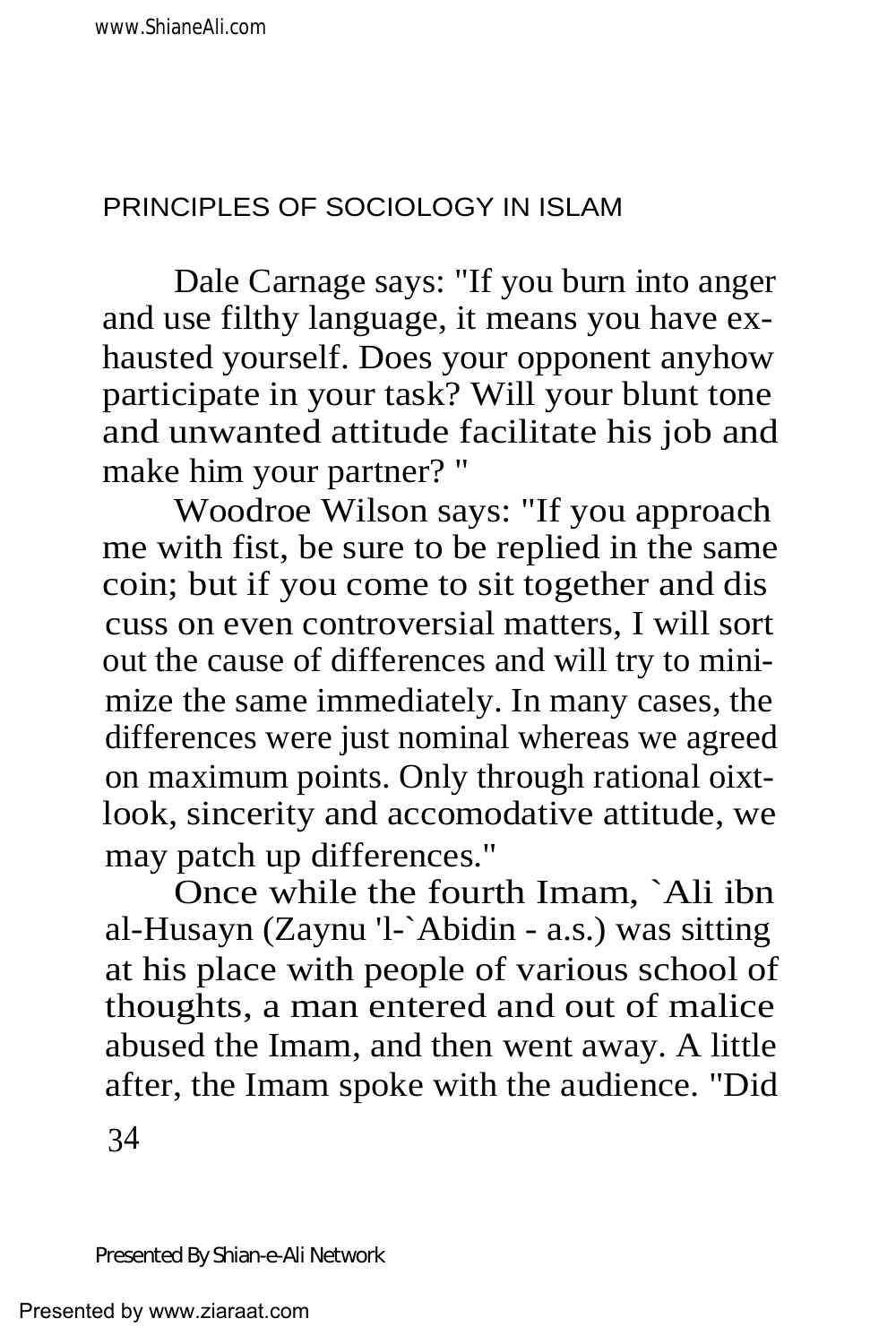Dale Carnage says: "If you burn into anger and use filthy language, it means you have exhausted yourself. Does your opponent anyhow participate in your task? Will your blunt tone and unwanted attitude facilitate his job and make him your partner? "

Woodroe Wilson says: "If you approach me with fist, be sure to be replied in the same coin; but if you come to sit together and discuss on even controversial matters, I will sort out the cause of differences and will try to minimize the same immediately. In many cases, the differences were just nominal whereas we agreed on maximum points. Only through rational oixtlook, sincerity and accomodative attitude, we may patch up differences."

Once while the fourth Imam, `Ali ibn al-Husayn (Zaynu 'l-`Abidin - a.s.) was sitting at his place with people of various school of thoughts, a man entered and out of malice abused the Imam, and then went away. A little after, the Imam spoke with the audience. "Did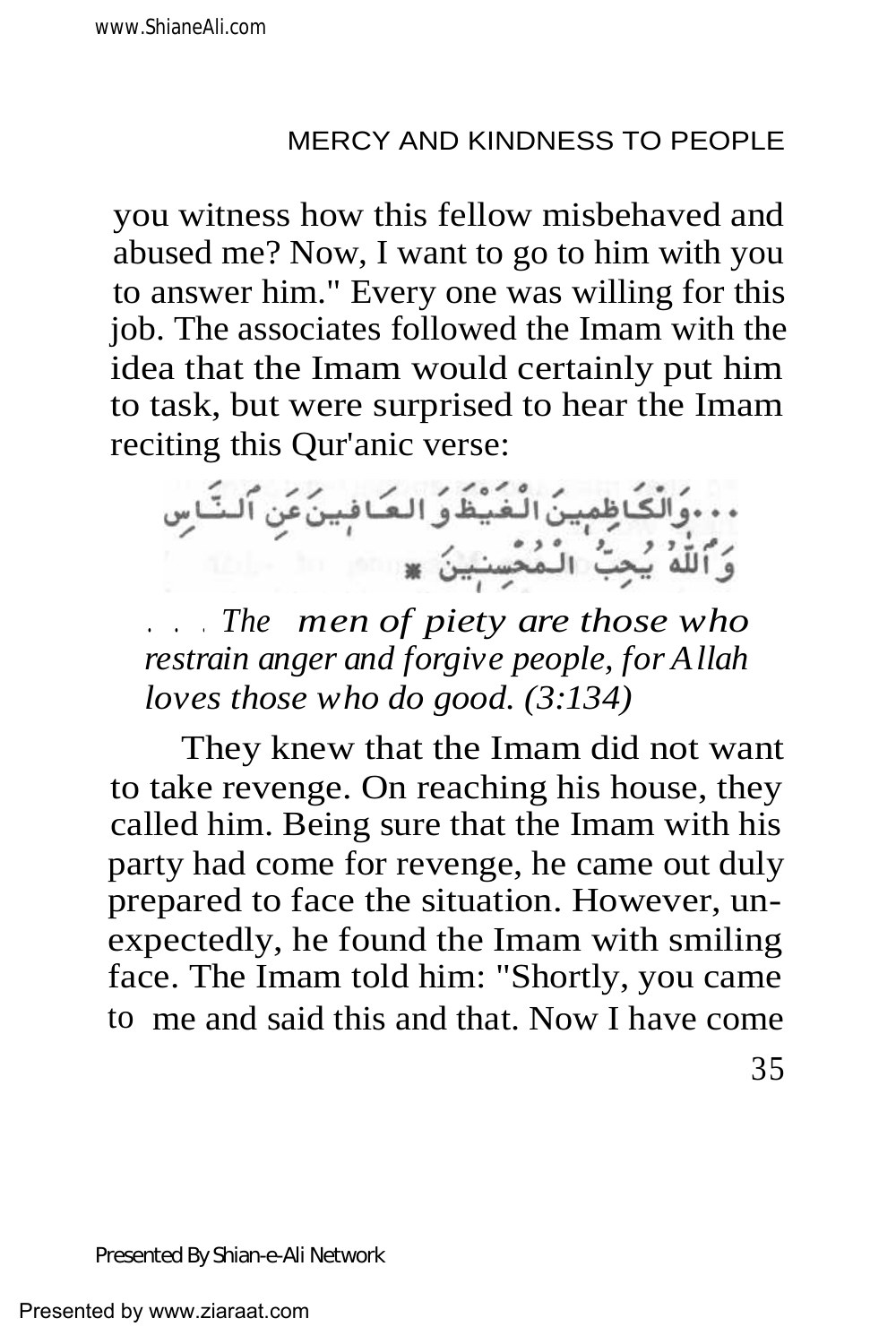you witness how this fellow misbehaved and abused me? Now, I want to go to him with you to answer him." Every one was willing for this job. The associates followed the Imam with the idea that the Imam would certainly put him to task, but were surprised to hear the Imam reciting this Qur'anic verse:

...وَالْكَاظِمِينَ الْغَيْظَ وَالْعَافِينَ عَنِ النَّاسِ وَاللَّهُ يُحِبُّ الْمُحْسِنِينَ

*. . . The men of piety are those who restrain anger and forgive people, for Allah loves those who do good. (3:134)*

They knew that the Imam did not want to take revenge. On reaching his house, they called him. Being sure that the Imam with his party had come for revenge, he came out duly prepared to face the situation. However, unexpectedly, he found the Imam with smiling face. The Imam told him: "Shortly, you came to me and said this and that. Now I have come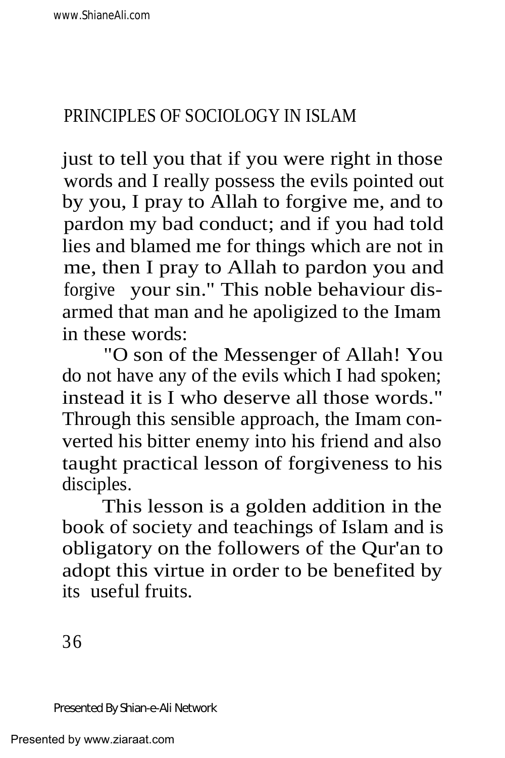just to tell you that if you were right in those words and I really possess the evils pointed out by you, I pray to Allah to forgive me, and to pardon my bad conduct; and if you had told lies and blamed me for things which are not in me, then I pray to Allah to pardon you and forgive your sin." This noble behaviour disarmed that man and he apoligized to the Imam in these words:

"O son of the Messenger of Allah! You do not have any of the evils which I had spoken; instead it is I who deserve all those words." Through this sensible approach, the Imam converted his bitter enemy into his friend and also taught practical lesson of forgiveness to his disciples.

This lesson is a golden addition in the book of society and teachings of Islam and is obligatory on the followers of the Qur'an to adopt this virtue in order to be benefited by its useful fruits.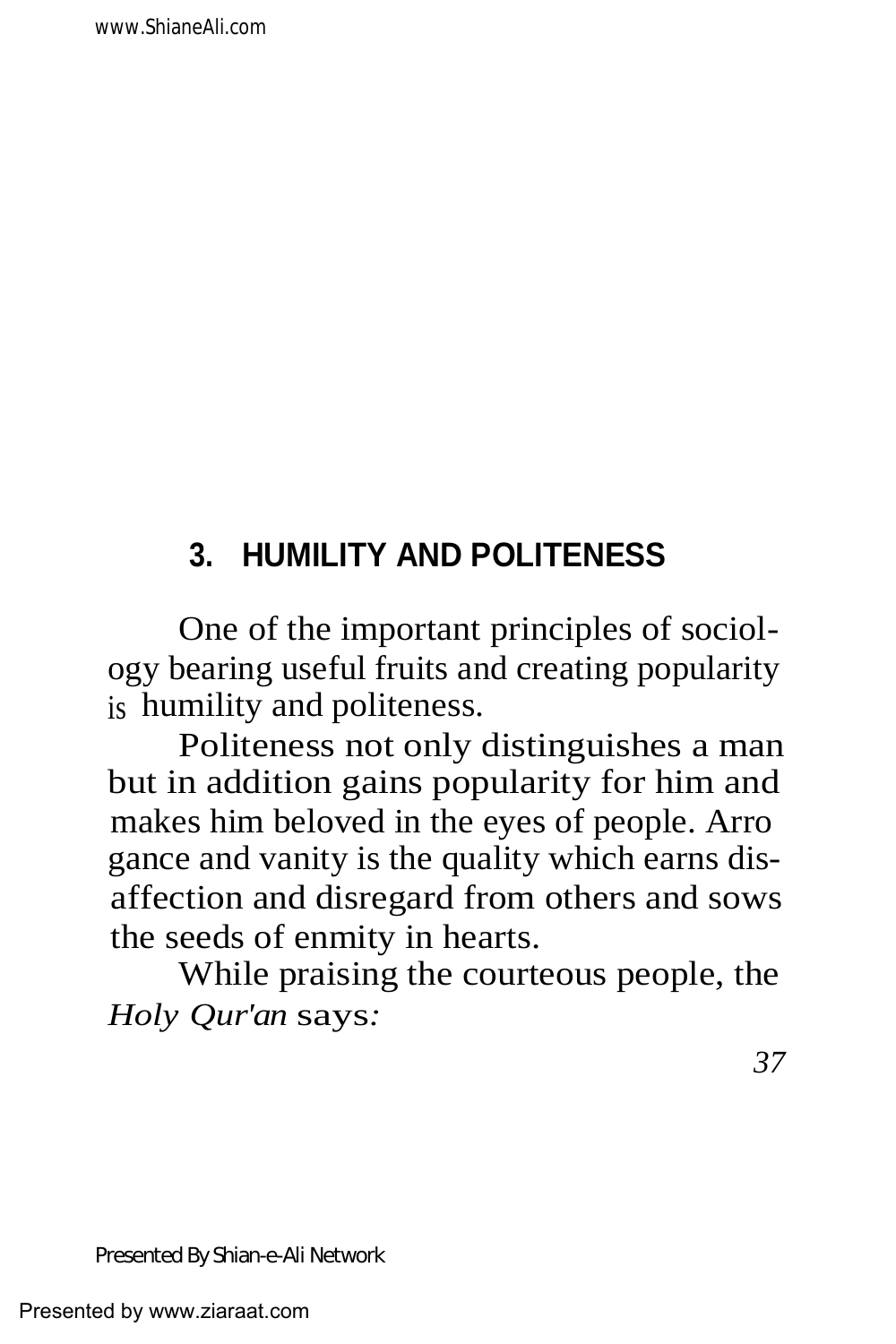## 3. HUMILITY AND POLITENESS

One of the important principles of sociology bearing useful fruits and creating popularity is humility and politeness.

Politeness not only distinguishes a man but in addition gains popularity for him and makes him beloved in the eyes of people. Arrogance and vanity is the quality which earns disaffection and disregard from others and sows the seeds of enmity in hearts.

While praising the courteous people, the *Holy Qur'an* says: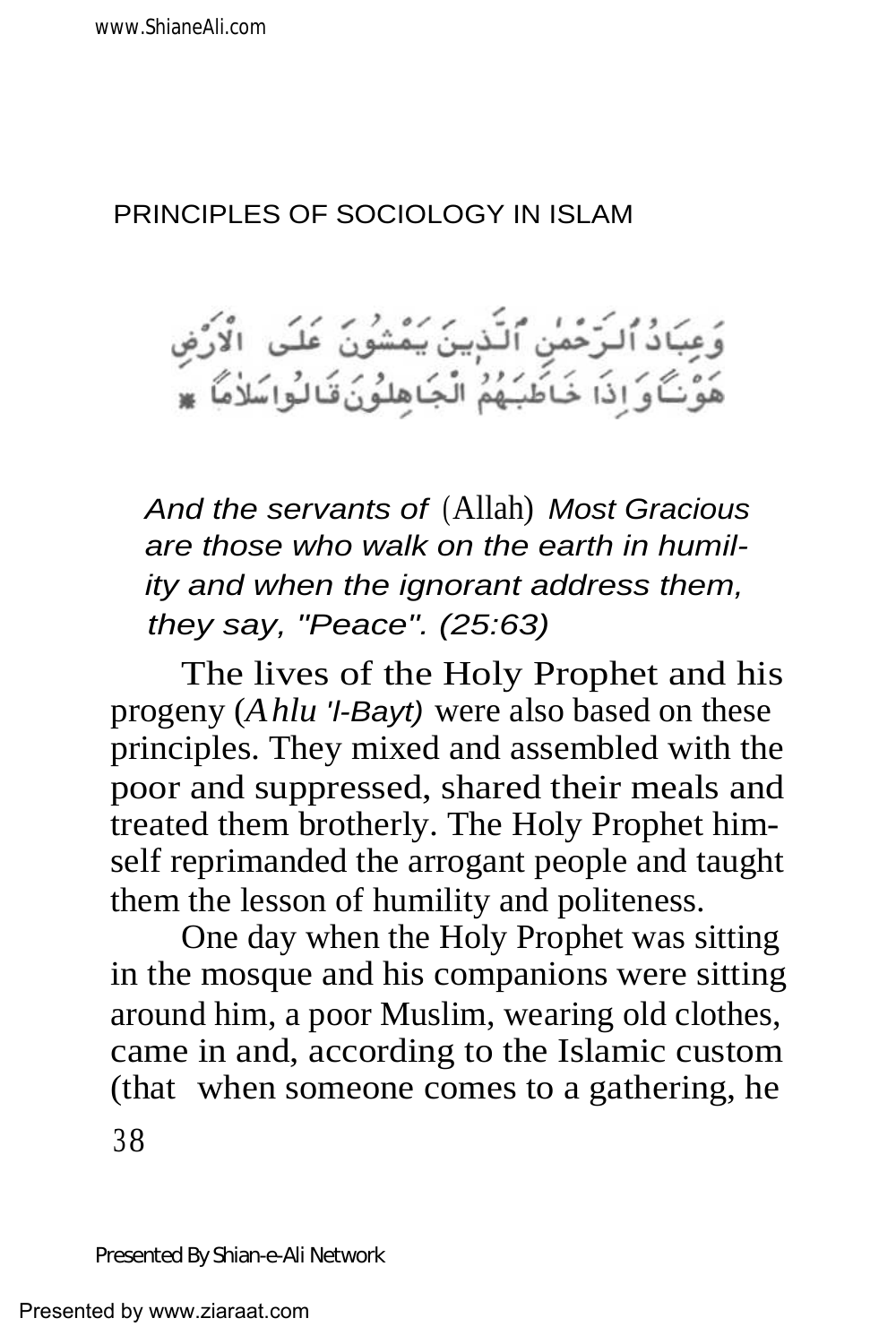وَعِبَادُ ٱلرَّحْمٰنِ ٱلَّذِينَ يَمْشُونَ عَلَى الْأَرْضِ هَوْنًا وَإِذَا خَاطَبَهُمُ الْجَاهِلُونَ قَالُوا سَلَامًا

*And the servants of* (Allah) *Most Gracious are those who walk on the earth in humility and when the ignorant address them, they say, "Peace". (25:63)*

The lives of the Holy Prophet and his progeny (*Ahlu 'l-Bayt)* were also based on these principles. They mixed and assembled with the poor and suppressed, shared their meals and treated them brotherly. The Holy Prophet himself reprimanded the arrogant people and taught them the lesson of humility and politeness.

One day when the Holy Prophet was sitting in the mosque and his companions were sitting around him, a poor Muslim, wearing old clothes, came in and, according to the Islamic custom (that when someone comes to a gathering, he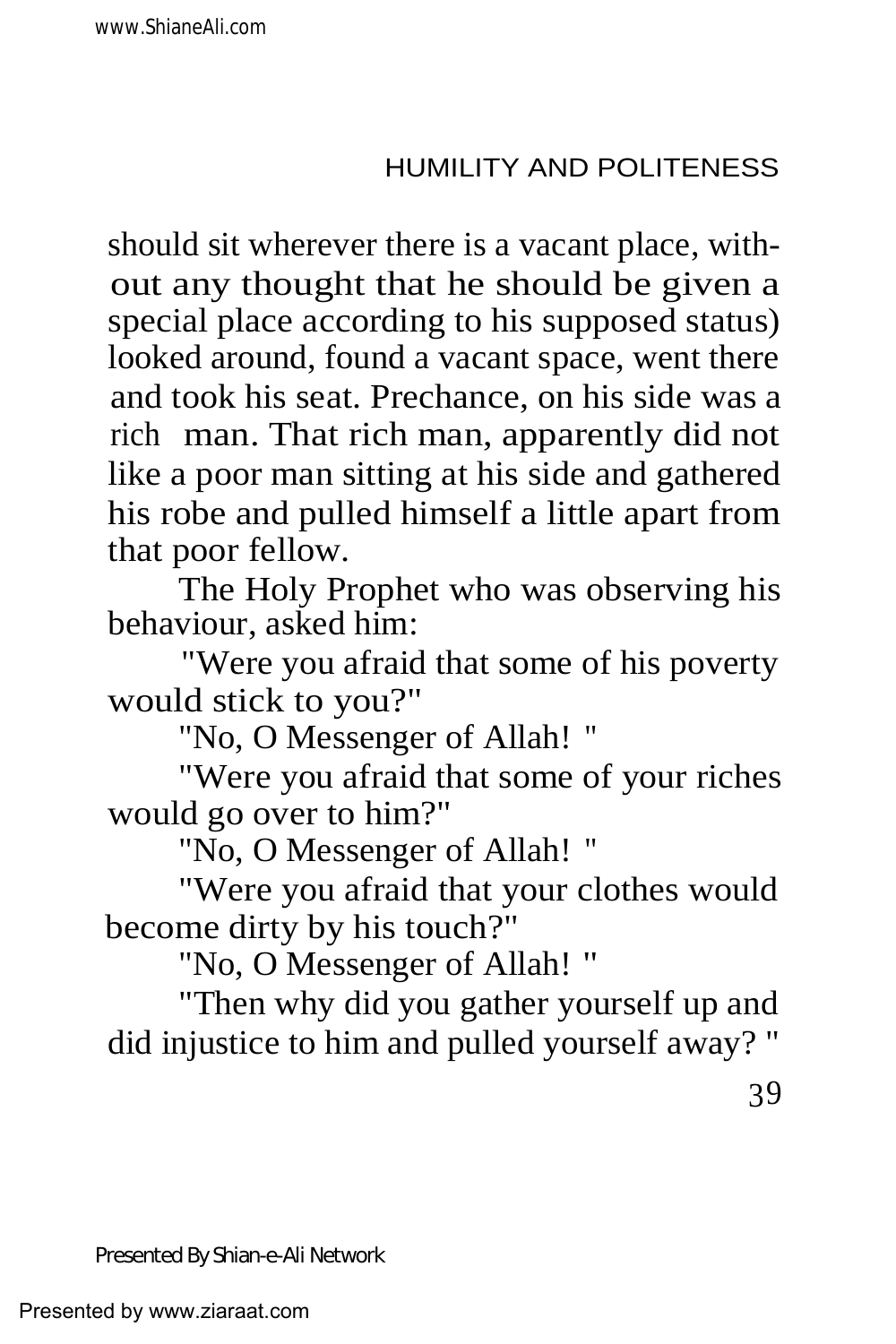should sit wherever there is a vacant place, without any thought that he should be given a special place according to his supposed status) looked around, found a vacant space, went there and took his seat. Prechance, on his side was a rich man. That rich man, apparently did not like a poor man sitting at his side and gathered his robe and pulled himself a little apart from that poor fellow.

The Holy Prophet who was observing his behaviour, asked him:

"Were you afraid that some of his poverty would stick to you?"

"No, O Messenger of Allah! "

"Were you afraid that some of your riches would go over to him?"

"No, O Messenger of Allah! "

"Were you afraid that your clothes would become dirty by his touch?"

"No, O Messenger of Allah! "

"Then why did you gather yourself up and did injustice to him and pulled yourself away? "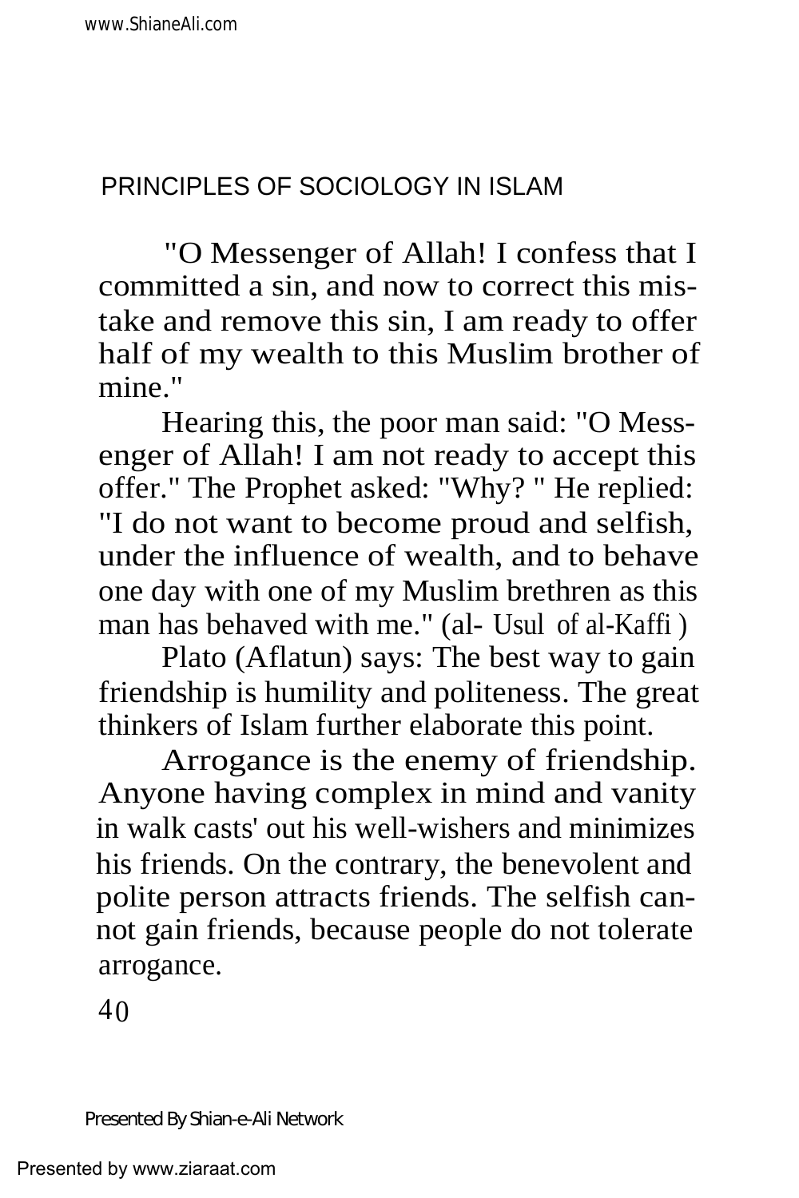"O Messenger of Allah! I confess that I committed a sin, and now to correct this mistake and remove this sin, I am ready to offer half of my wealth to this Muslim brother of mine."

Hearing this, the poor man said: "O Messenger of Allah! I am not ready to accept this offer." The Prophet asked: "Why? " He replied: "I do not want to become proud and selfish, under the influence of wealth, and to behave one day with one of my Muslim brethren as this man has behaved with me." (al- Usul of al-Kaffi )

Plato (Aflatun) says: The best way to gain friendship is humility and politeness. The great thinkers of Islam further elaborate this point.

Arrogance is the enemy of friendship. Anyone having complex in mind and vanity in walk casts' out his well-wishers and minimizes his friends. On the contrary, the benevolent and polite person attracts friends. The selfish cannot gain friends, because people do not tolerate arrogance.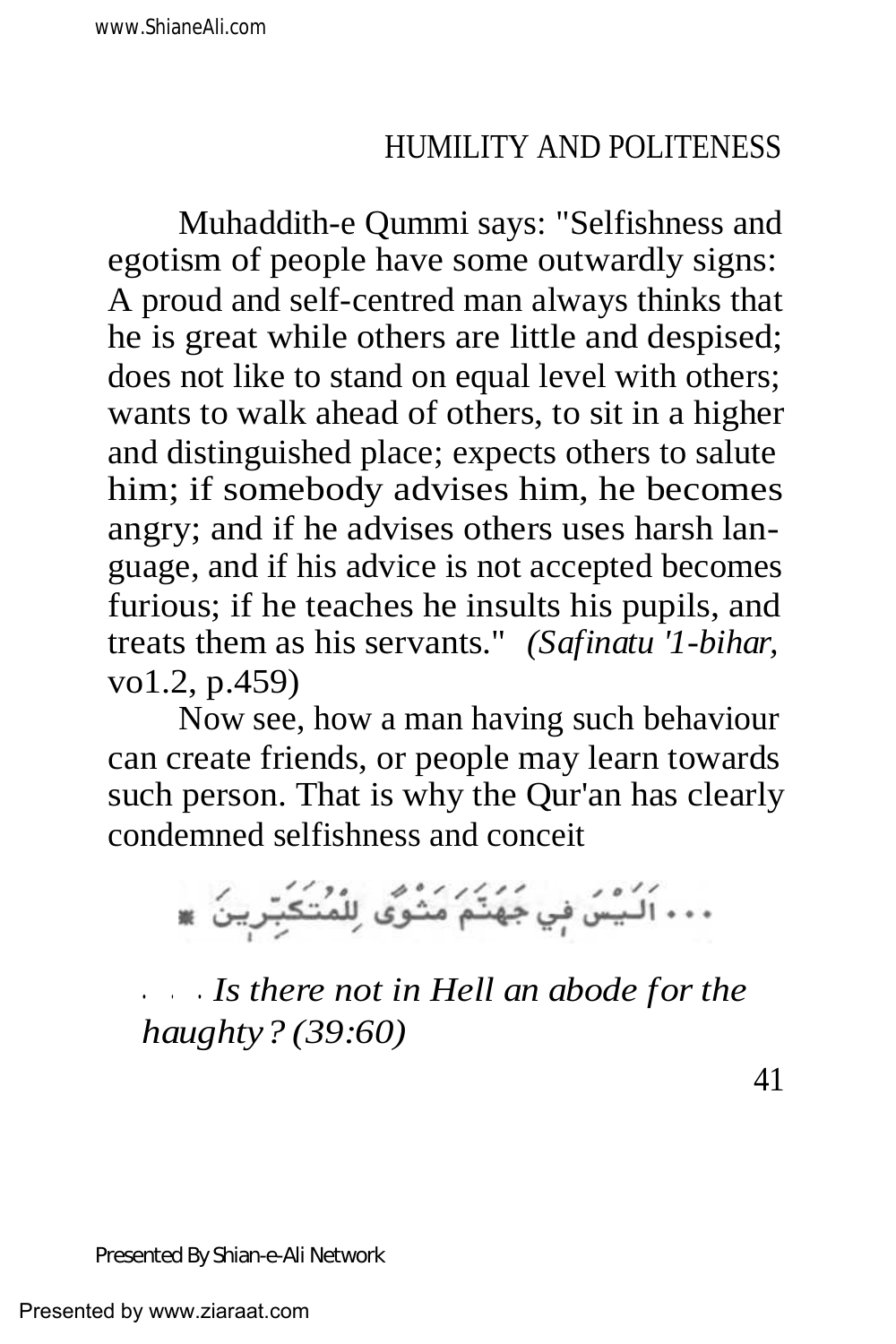Muhaddith-e Qummi says: "Selfishness and egotism of people have some outwardly signs: A proud and self-centred man always thinks that he is great while others are little and despised; does not like to stand on equal level with others; wants to walk ahead of others, to sit in a higher and distinguished place; expects others to salute him; if somebody advises him, he becomes angry; and if he advises others uses harsh language, and if his advice is not accepted becomes furious; if he teaches he insults his pupils, and treats them as his servants." *(Safinatu '1-bihar,* vo1.2, p.459)

Now see, how a man having such behaviour can create friends, or people may learn towards such person. That is why the Qur'an has clearly condemned selfishness and conceit

... أَلَيْسَ فِي جَهَنَّمَ مَثْوًى لِلْمُتَكَبِّرِينَ

*. . . Is there not in Hell an abode for the haughty? (39:60)*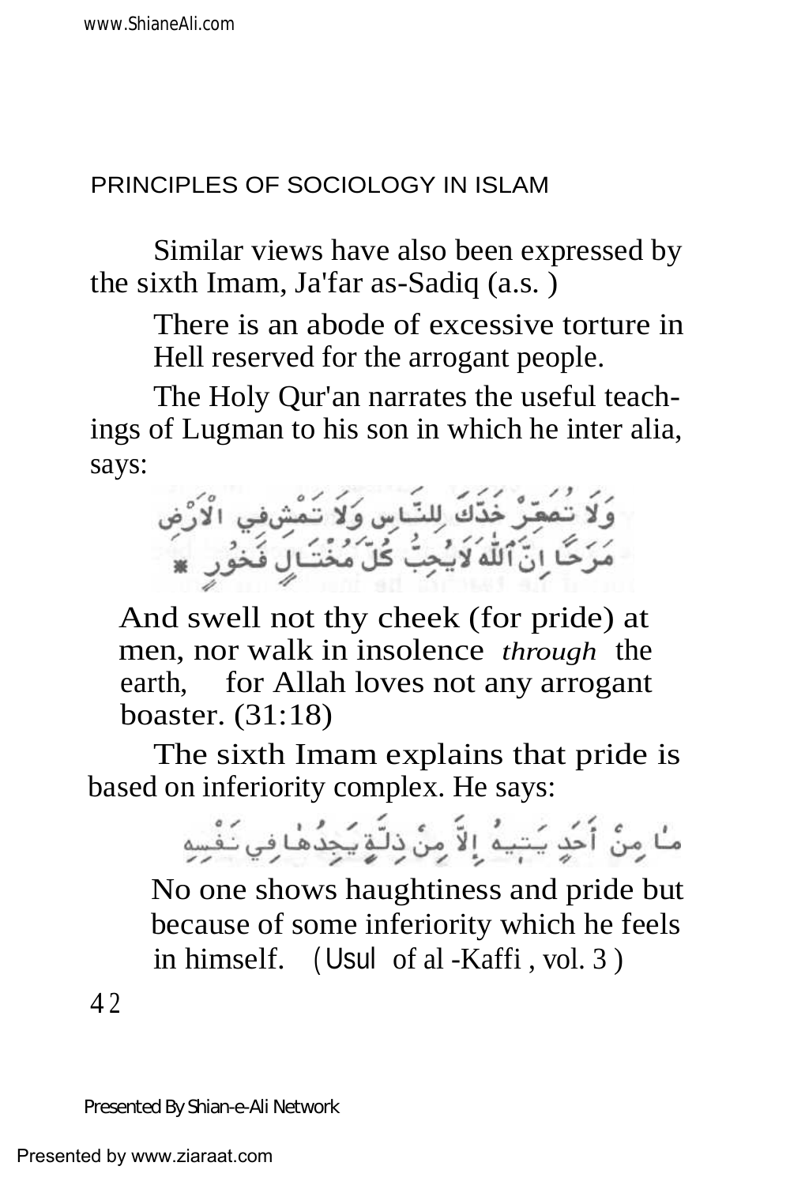Similar views have also been expressed by the sixth Imam, Ja'far as-Sadiq (a.s. )

> There is an abode of excessive torture in Hell reserved for the arrogant people.

The Holy Qur'an narrates the useful teachings of Lugman to his son in which he inter alia, says:

وَلَا تُصَعِّرْ خَدَّكَ لِلنَّاسِ وَلَا تَمْشِ فِي الْأَرْضِ مَرَحًا إِنَّ اللَّهَ لَا يُحِبُّ كُلَّ مُخْتَالٍ فَخُورٍ ✱

> And swell not thy cheek (for pride) at men, nor walk in insolence *through* the earth, for Allah loves not any arrogant boaster. (31:18)

The sixth Imam explains that pride is based on inferiority complex. He says:

مَا مِنْ أَحَدٍ يَتِيهُ إِلَّا مِنْ ذِلَّةٍ يَجِدُهَا فِي نَفْسِهِ

> No one shows haughtiness and pride but because of some inferiority which he feels in himself. (Usul of al -Kaffi , vol. 3 )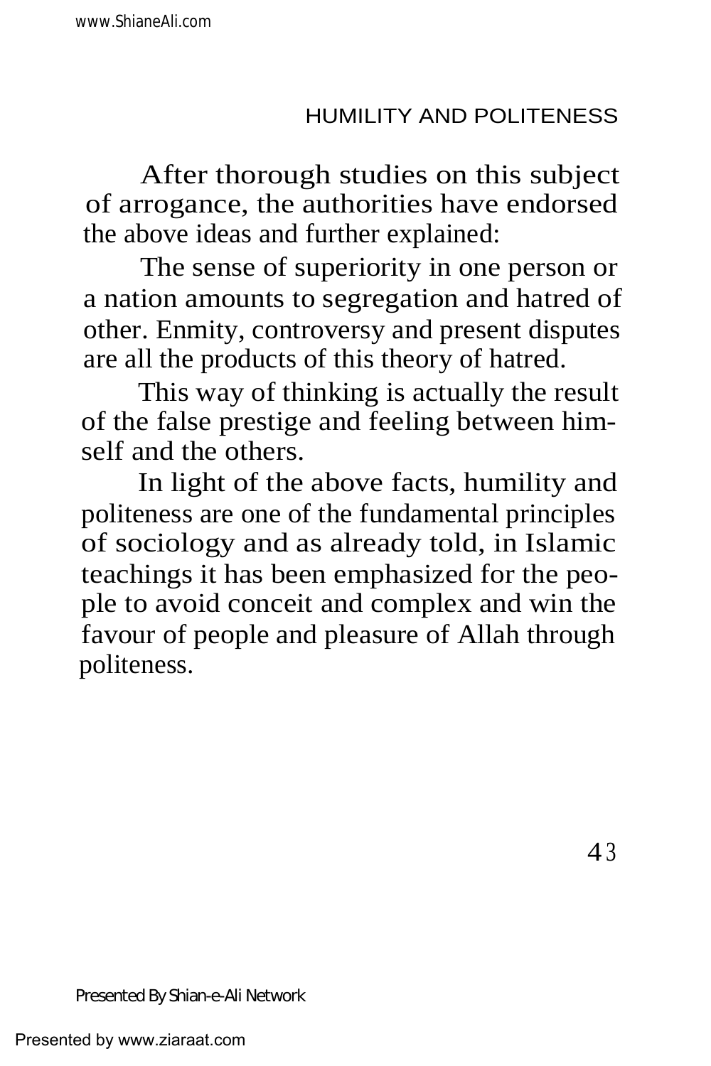After thorough studies on this subject of arrogance, the authorities have endorsed the above ideas and further explained:

The sense of superiority in one person or a nation amounts to segregation and hatred of other. Enmity, controversy and present disputes are all the products of this theory of hatred.

This way of thinking is actually the result of the false prestige and feeling between himself and the others.

In light of the above facts, humility and politeness are one of the fundamental principles of sociology and as already told, in Islamic teachings it has been emphasized for the people to avoid conceit and complex and win the favour of people and pleasure of Allah through politeness.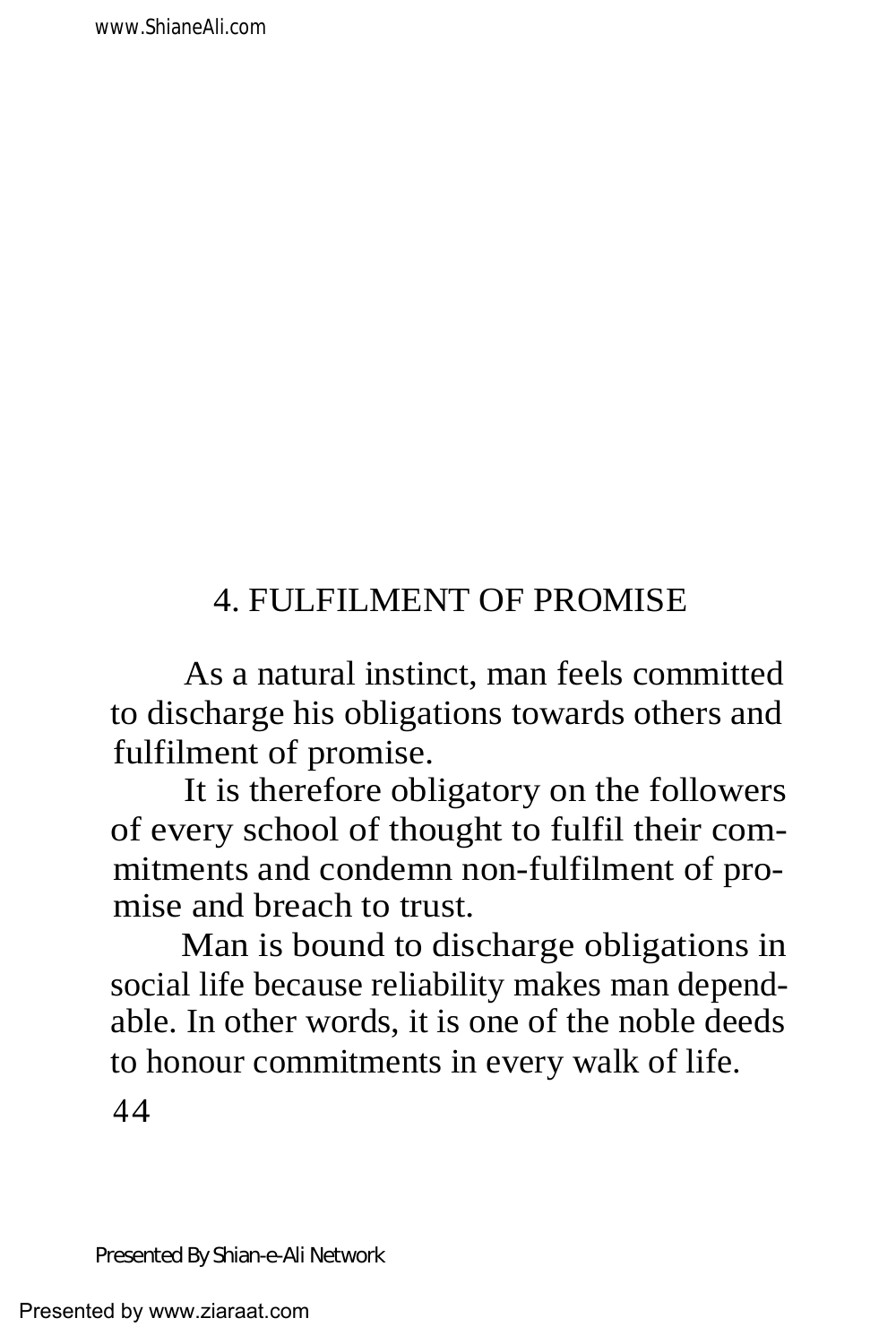## 4. FULFILMENT OF PROMISE

As a natural instinct, man feels committed to discharge his obligations towards others and fulfilment of promise.

It is therefore obligatory on the followers of every school of thought to fulfil their commitments and condemn non-fulfilment of promise and breach to trust.

Man is bound to discharge obligations in social life because reliability makes man dependable. In other words, it is one of the noble deeds to honour commitments in every walk of life.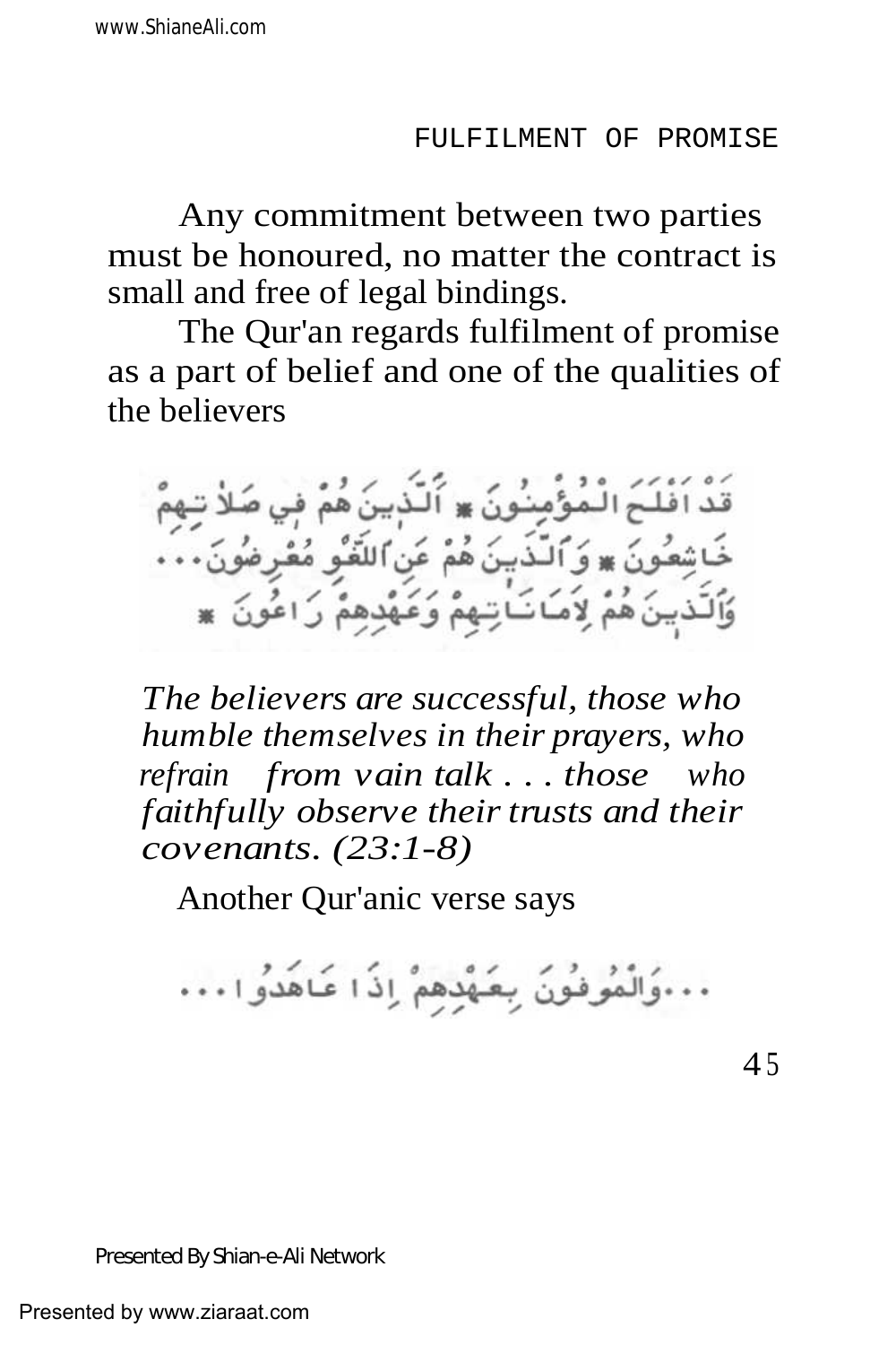Any commitment between two parties must be honoured, no matter the contract is small and free of legal bindings.

The Qur'an regards fulfilment of promise as a part of belief and one of the qualities of the believers

قَدْ أَفْلَحَ الْمُؤْمِنُونَ * الَّذِينَ هُمْ فِي صَلَاتِهِمْ خَاشِعُونَ * وَالَّذِينَ هُمْ عَنِ اللَّغْوِ مُعْرِضُونَ... وَالَّذِينَ هُمْ لِأَمَانَاتِهِمْ وَعَهْدِهِمْ رَاعُونَ *

*The believers are successful, those who humble themselves in their prayers, who refrain from vain talk . . . those who faithfully observe their trusts and their covenants. (23:1-8)*

Another Qur'anic verse says

...وَالْمُوفُونَ بِعَهْدِهِمْ إِذَا عَاهَدُوا...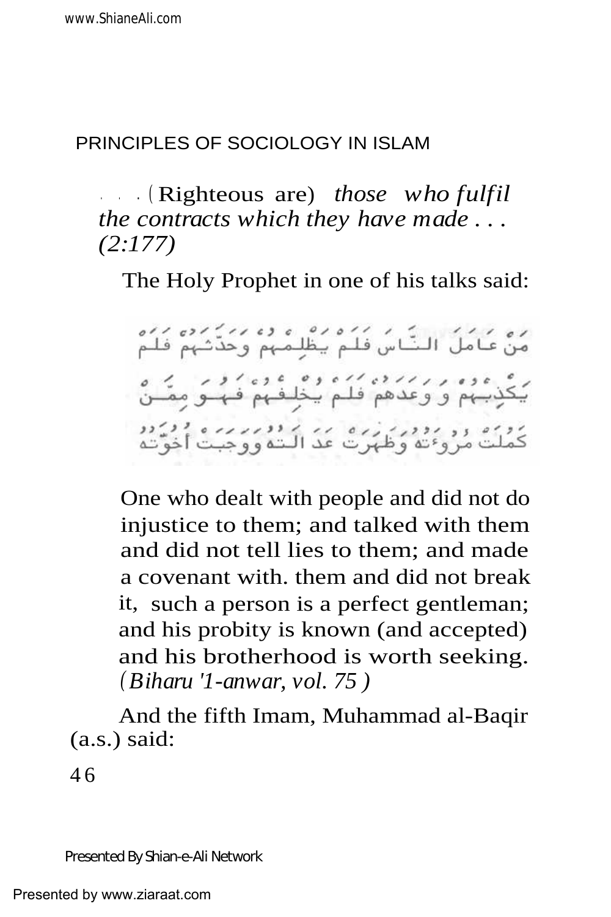. . . (Righteous are) *those who fulfil the contracts which they have made . . . (2:177)*

The Holy Prophet in one of his talks said:

مَنْ عَامَلَ النَّاسَ فَلَمْ يَظْلِمْهُمْ وَحَدَّثَهُمْ فَلَمْ يَكْذِبْهُمْ وَوَعَدَهُمْ فَلَمْ يُخْلِفْهُمْ فَهُوَ مِمَّنْ كَمَلَتْ مُرُوءَتُهُ وَظَهَرَتْ عَدَالَتُهُ وَوَجَبَتْ أُخُوَّتُهُ

> One who dealt with people and did not do injustice to them; and talked with them and did not tell lies to them; and made a covenant with. them and did not break it, such a person is a perfect gentleman; and his probity is known (and accepted) and his brotherhood is worth seeking. (*Biharu '1-anwar, vol. 75*)

And the fifth Imam, Muhammad al-Baqir (a.s.) said: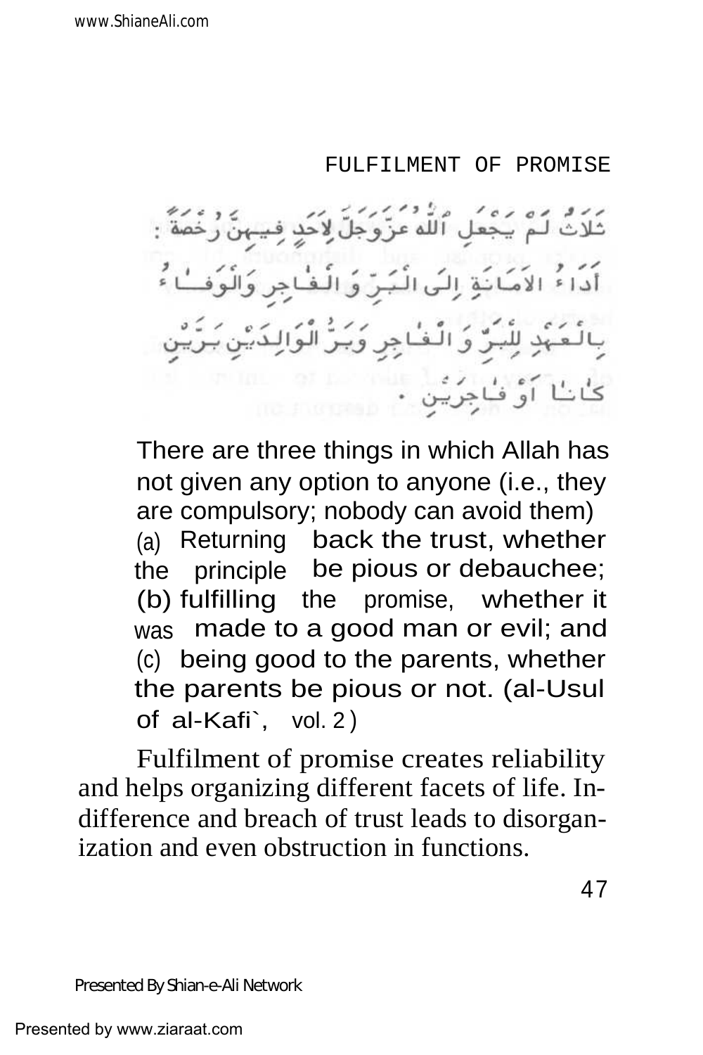## FULFILMENT OF PROMISE

ثَلاثٌ لَمْ يَجْعَلِ اللّٰهُ عَزَّوَجَلَّ لِاَحَدٍ فِيهِنَّ رُخْصَةً : أَدَاءُ الاَمَانَةِ إِلَى الْبَرِّ وَ الْفَاجِرِ وَالْوَفَاءُ بِالْعَهْدِ لِلْبَرِّ وَ الْفَاجِرِ وَبَرُّ الْوَالِدَيْنِ بَرَّيْنِ كَانَا أَوْ فَاجِرَيْنِ .

There are three things in which Allah has not given any option to anyone (i.e., they are compulsory; nobody can avoid them) (a) Returning back the trust, whether the principle be pious or debauchee; (b) fulfilling the promise, whether it was made to a good man or evil; and (c) being good to the parents, whether the parents be pious or not. (al-Usul of al-Kafi`, vol. 2)

Fulfilment of promise creates reliability and helps organizing different facets of life. Indifference and breach of trust leads to disorganization and even obstruction in functions.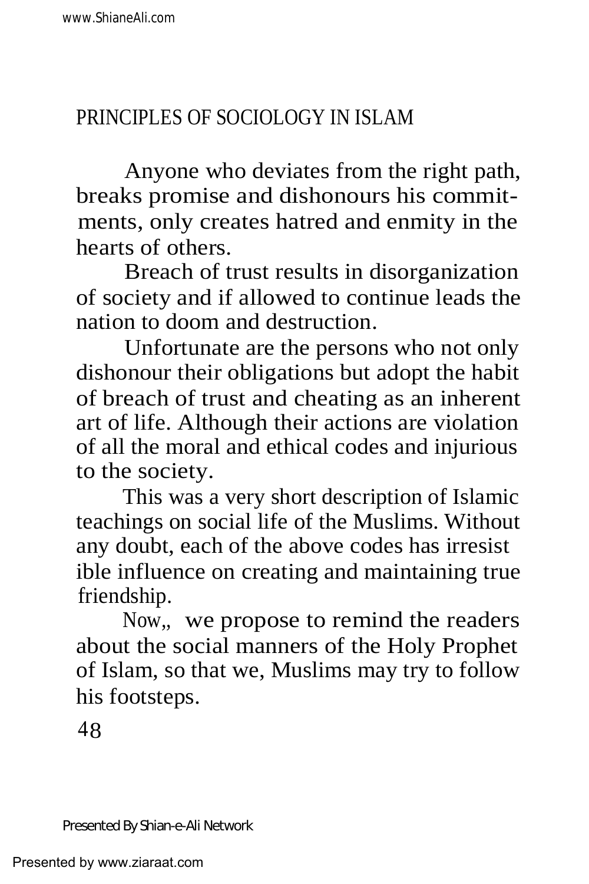Anyone who deviates from the right path, breaks promise and dishonours his commitments, only creates hatred and enmity in the hearts of others.

Breach of trust results in disorganization of society and if allowed to continue leads the nation to doom and destruction.

Unfortunate are the persons who not only dishonour their obligations but adopt the habit of breach of trust and cheating as an inherent art of life. Although their actions are violation of all the moral and ethical codes and injurious to the society.

This was a very short description of Islamic teachings on social life of the Muslims. Without any doubt, each of the above codes has irresist ible influence on creating and maintaining true friendship.

Now,, we propose to remind the readers about the social manners of the Holy Prophet of Islam, so that we, Muslims may try to follow his footsteps.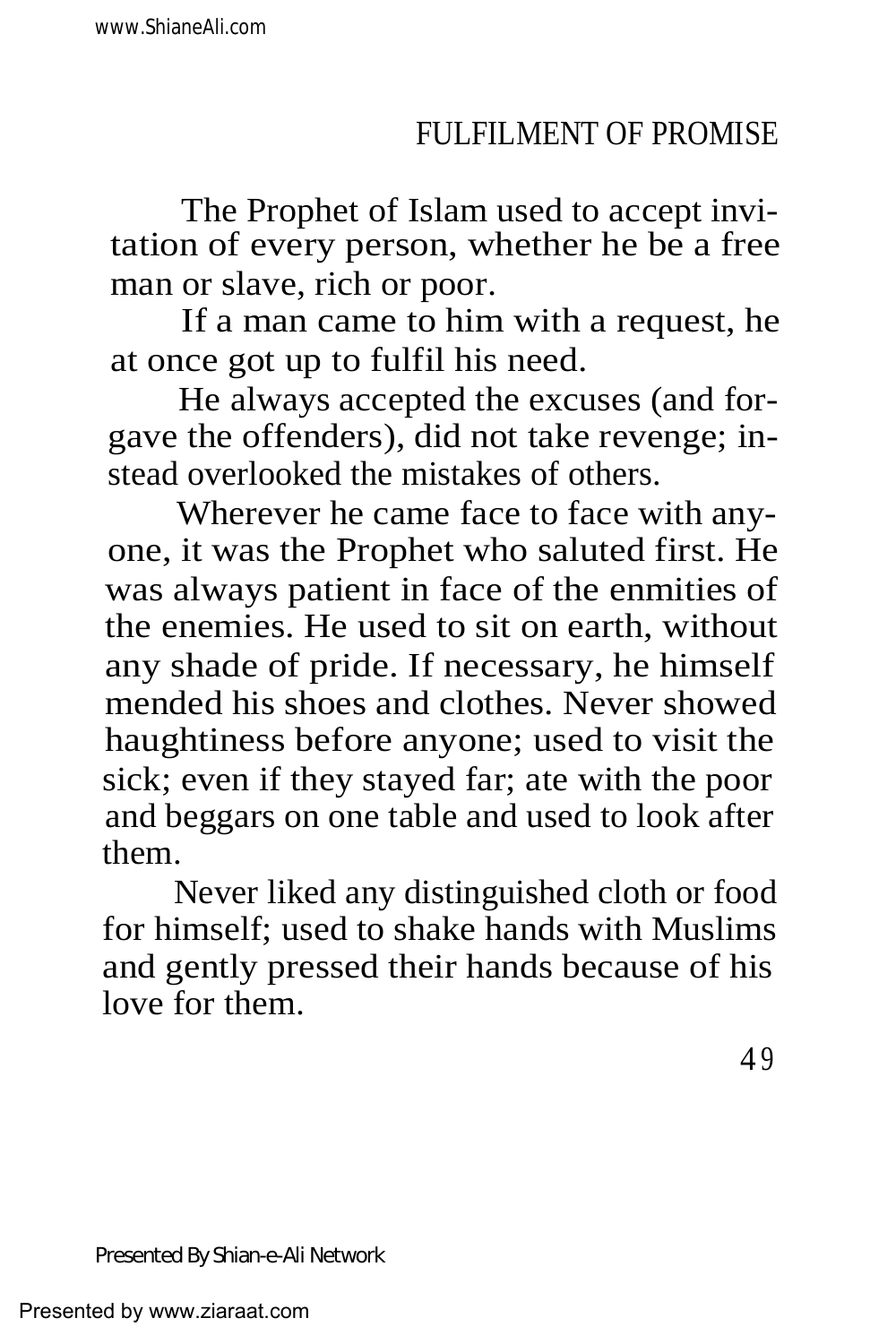## FULFILMENT OF PROMISE

The Prophet of Islam used to accept invitation of every person, whether he be a free man or slave, rich or poor.

If a man came to him with a request, he at once got up to fulfil his need.

He always accepted the excuses (and forgave the offenders), did not take revenge; instead overlooked the mistakes of others.

Wherever he came face to face with anyone, it was the Prophet who saluted first. He was always patient in face of the enmities of the enemies. He used to sit on earth, without any shade of pride. If necessary, he himself mended his shoes and clothes. Never showed haughtiness before anyone; used to visit the sick; even if they stayed far; ate with the poor and beggars on one table and used to look after them.

Never liked any distinguished cloth or food for himself; used to shake hands with Muslims and gently pressed their hands because of his love for them.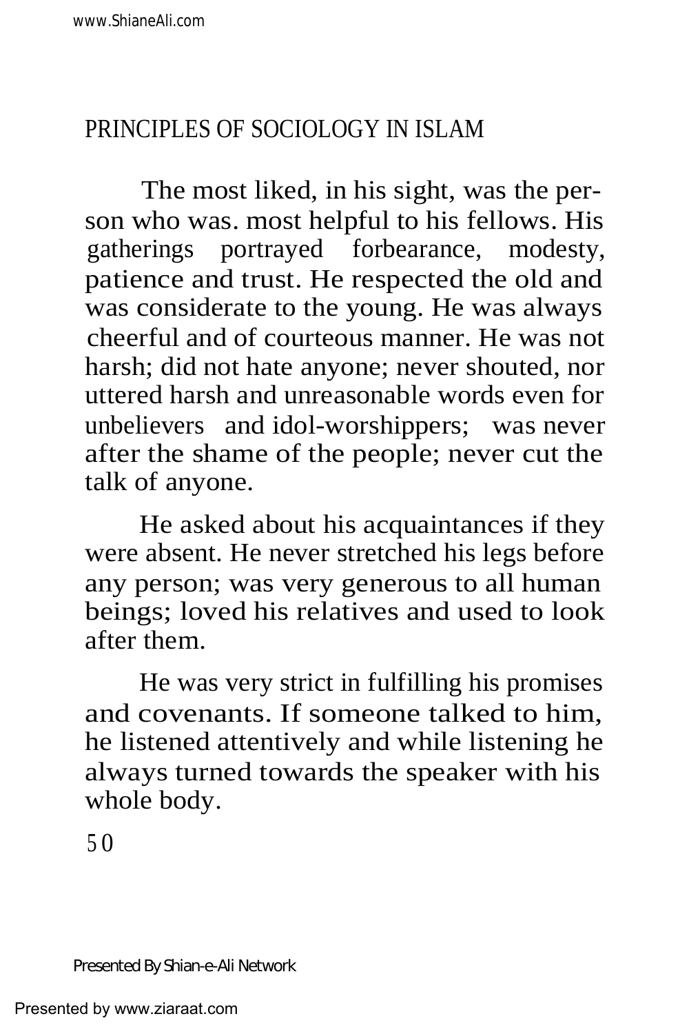The most liked, in his sight, was the person who was. most helpful to his fellows. His gatherings portrayed forbearance, modesty, patience and trust. He respected the old and was considerate to the young. He was always cheerful and of courteous manner. He was not harsh; did not hate anyone; never shouted, nor uttered harsh and unreasonable words even for unbelievers and idol-worshippers; was never after the shame of the people; never cut the talk of anyone.

He asked about his acquaintances if they were absent. He never stretched his legs before any person; was very generous to all human beings; loved his relatives and used to look after them.

He was very strict in fulfilling his promises and covenants. If someone talked to him, he listened attentively and while listening he always turned towards the speaker with his whole body.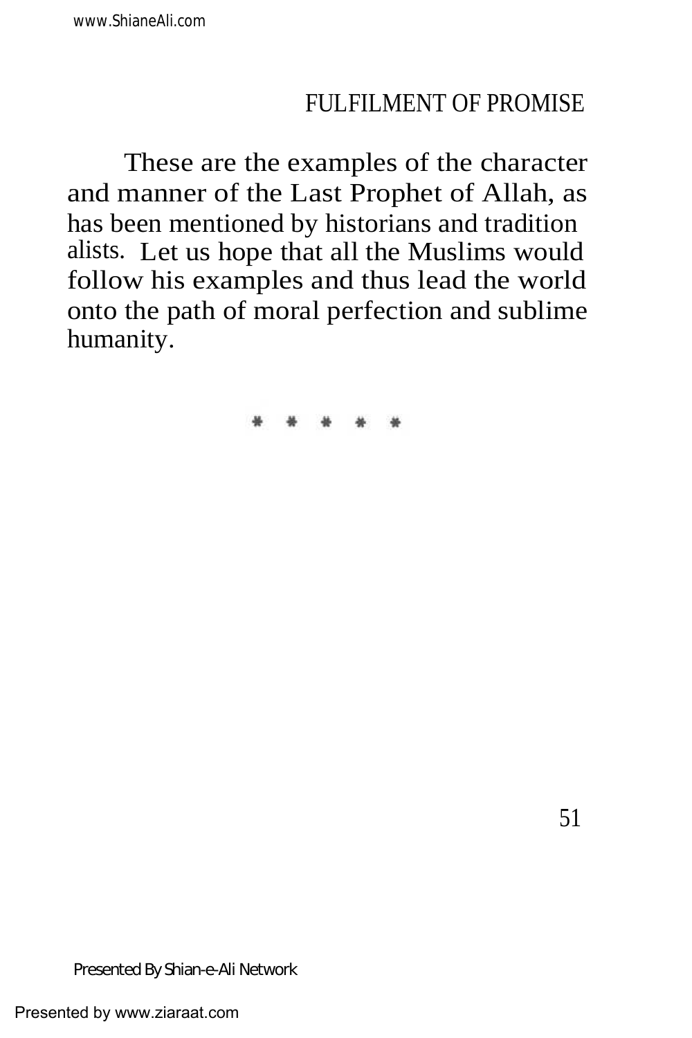These are the examples of the character and manner of the Last Prophet of Allah, as has been mentioned by historians and traditionalists. Let us hope that all the Muslims would follow his examples and thus lead the world onto the path of moral perfection and sublime humanity.

* * * * *